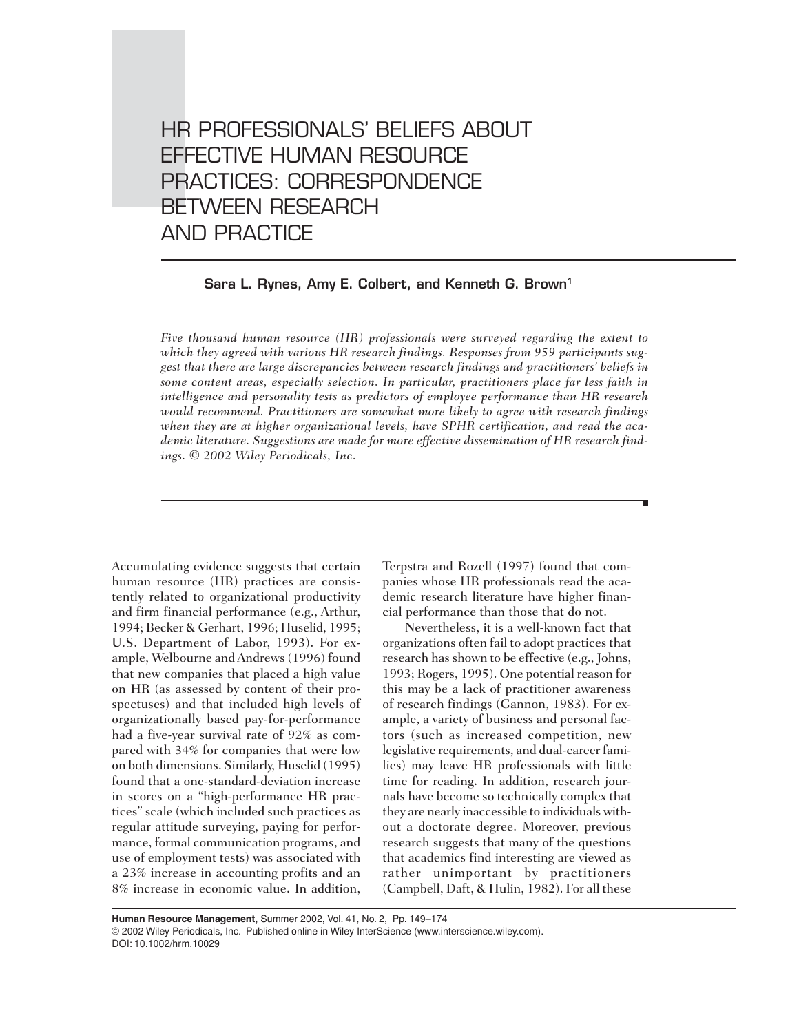# HR PROFESSIONALS' BELIEFS ABOUT EFFECTIVE HUMAN RESOURCE PRACTICES: CORRESPONDENCE BETWEEN RESEARCH AND PRACTICE

**Sara L. Rynes, Amy E. Colbert, and Kenneth G. Brown[1]**

*Five thousand human resource (HR) professionals were surveyed regarding the extent to which they agreed with various HR research findings. Responses from 959 participants suggest that there are large discrepancies between research findings and practitioners' beliefs in some content areas, especially selection. In particular, practitioners place far less faith in intelligence and personality tests as predictors of employee performance than HR research would recommend. Practitioners are somewhat more likely to agree with research findings when they are at higher organizational levels, have SPHR certification, and read the academic literature. Suggestions are made for more effective dissemination of HR research findings. © 2002 Wiley Periodicals, Inc.*

Accumulating evidence suggests that certain human resource (HR) practices are consistently related to organizational productivity and firm financial performance (e.g., Arthur, 1994; Becker & Gerhart, 1996; Huselid, 1995; U.S. Department of Labor, 1993). For example, Welbourne and Andrews (1996) found that new companies that placed a high value on HR (as assessed by content of their prospectuses) and that included high levels of organizationally based pay-for-performance had a five-year survival rate of 92% as compared with 34% for companies that were low on both dimensions. Similarly, Huselid (1995) found that a one-standard-deviation increase in scores on a "high-performance HR practices" scale (which included such practices as regular attitude surveying, paying for performance, formal communication programs, and use of employment tests) was associated with a 23% increase in accounting profits and an 8% increase in economic value. In addition, Terpstra and Rozell (1997) found that companies whose HR professionals read the academic research literature have higher financial performance than those that do not.

Nevertheless, it is a well-known fact that organizations often fail to adopt practices that research has shown to be effective (e.g., Johns, 1993; Rogers, 1995). One potential reason for this may be a lack of practitioner awareness of research findings (Gannon, 1983). For example, a variety of business and personal factors (such as increased competition, new legislative requirements, and dual-career families) may leave HR professionals with little time for reading. In addition, research journals have become so technically complex that they are nearly inaccessible to individuals without a doctorate degree. Moreover, previous research suggests that many of the questions that academics find interesting are viewed as rather unimportant by practitioners (Campbell, Daft, & Hulin, 1982). For all these

**Human Resource Management,** Summer 2002, Vol. 41, No. 2, Pp. 149–174
© 2002 Wiley Periodicals, Inc. Published online in Wiley InterScience (www.interscience.wiley.com).
DOI: 10.1002/hrm.10029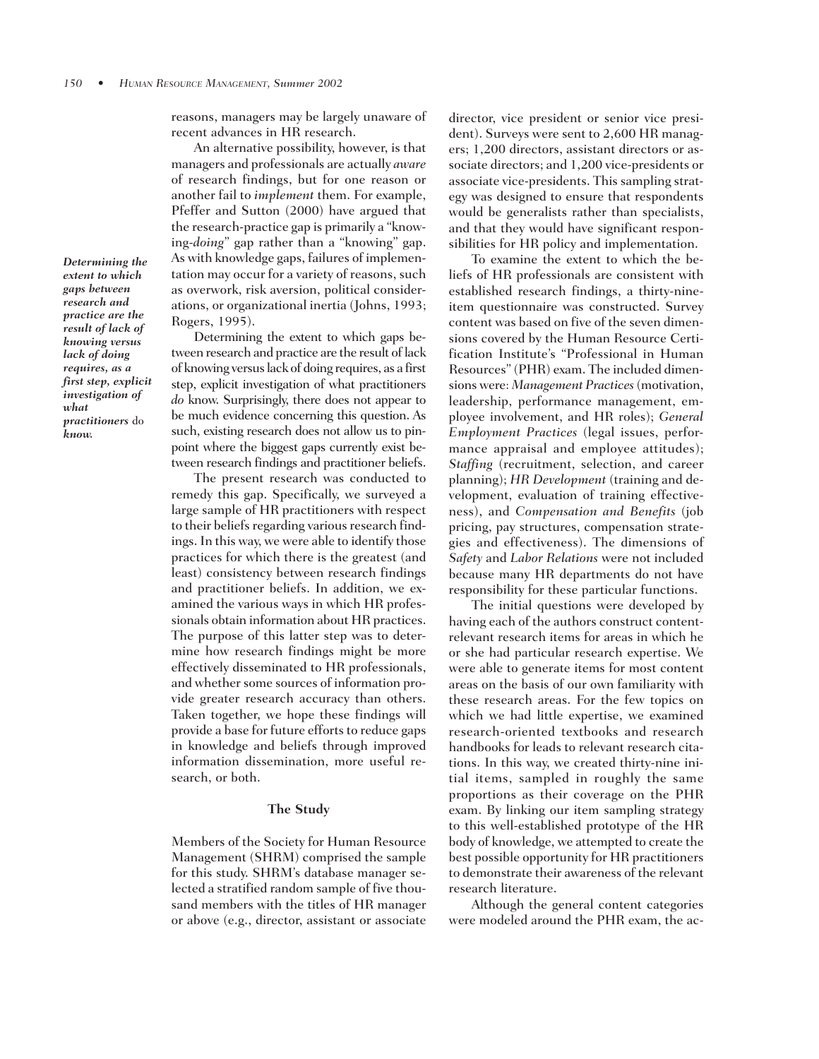reasons, managers may be largely unaware of recent advances in HR research.

An alternative possibility, however, is that managers and professionals are actually *aware* of research findings, but for one reason or another fail to *implement* them. For example, Pfeffer and Sutton (2000) have argued that the research-practice gap is primarily a "knowing-*doing*" gap rather than a "knowing" gap. As with knowledge gaps, failures of implementation may occur for a variety of reasons, such as overwork, risk aversion, political considerations, or organizational inertia (Johns, 1993; Rogers, 1995).

***Determining the extent to which gaps between research and practice are the result of lack of knowing versus lack of doing requires, as a first step, explicit investigation of what practitioners* do *know.***

Determining the extent to which gaps between research and practice are the result of lack of knowing versus lack of doing requires, as a first step, explicit investigation of what practitioners *do* know. Surprisingly, there does not appear to be much evidence concerning this question. As such, existing research does not allow us to pinpoint where the biggest gaps currently exist between research findings and practitioner beliefs.

The present research was conducted to remedy this gap. Specifically, we surveyed a large sample of HR practitioners with respect to their beliefs regarding various research findings. In this way, we were able to identify those practices for which there is the greatest (and least) consistency between research findings and practitioner beliefs. In addition, we examined the various ways in which HR professionals obtain information about HR practices. The purpose of this latter step was to determine how research findings might be more effectively disseminated to HR professionals, and whether some sources of information provide greater research accuracy than others. Taken together, we hope these findings will provide a base for future efforts to reduce gaps in knowledge and beliefs through improved information dissemination, more useful research, or both.

## The Study

Members of the Society for Human Resource Management (SHRM) comprised the sample for this study. SHRM's database manager selected a stratified random sample of five thousand members with the titles of HR manager or above (e.g., director, assistant or associate director, vice president or senior vice president). Surveys were sent to 2,600 HR managers; 1,200 directors, assistant directors or associate directors; and 1,200 vice-presidents or associate vice-presidents. This sampling strategy was designed to ensure that respondents would be generalists rather than specialists, and that they would have significant responsibilities for HR policy and implementation.

To examine the extent to which the beliefs of HR professionals are consistent with established research findings, a thirty-nine-item questionnaire was constructed. Survey content was based on five of the seven dimensions covered by the Human Resource Certification Institute's "Professional in Human Resources" (PHR) exam. The included dimensions were: *Management Practices* (motivation, leadership, performance management, employee involvement, and HR roles); *General Employment Practices* (legal issues, performance appraisal and employee attitudes); *Staffing* (recruitment, selection, and career planning); *HR Development* (training and development, evaluation of training effectiveness), and *Compensation and Benefits* (job pricing, pay structures, compensation strategies and effectiveness). The dimensions of *Safety* and *Labor Relations* were not included because many HR departments do not have responsibility for these particular functions.

The initial questions were developed by having each of the authors construct content-relevant research items for areas in which he or she had particular research expertise. We were able to generate items for most content areas on the basis of our own familiarity with these research areas. For the few topics on which we had little expertise, we examined research-oriented textbooks and research handbooks for leads to relevant research citations. In this way, we created thirty-nine initial items, sampled in roughly the same proportions as their coverage on the PHR exam. By linking our item sampling strategy to this well-established prototype of the HR body of knowledge, we attempted to create the best possible opportunity for HR practitioners to demonstrate their awareness of the relevant research literature.

Although the general content categories were modeled around the PHR exam, the ac-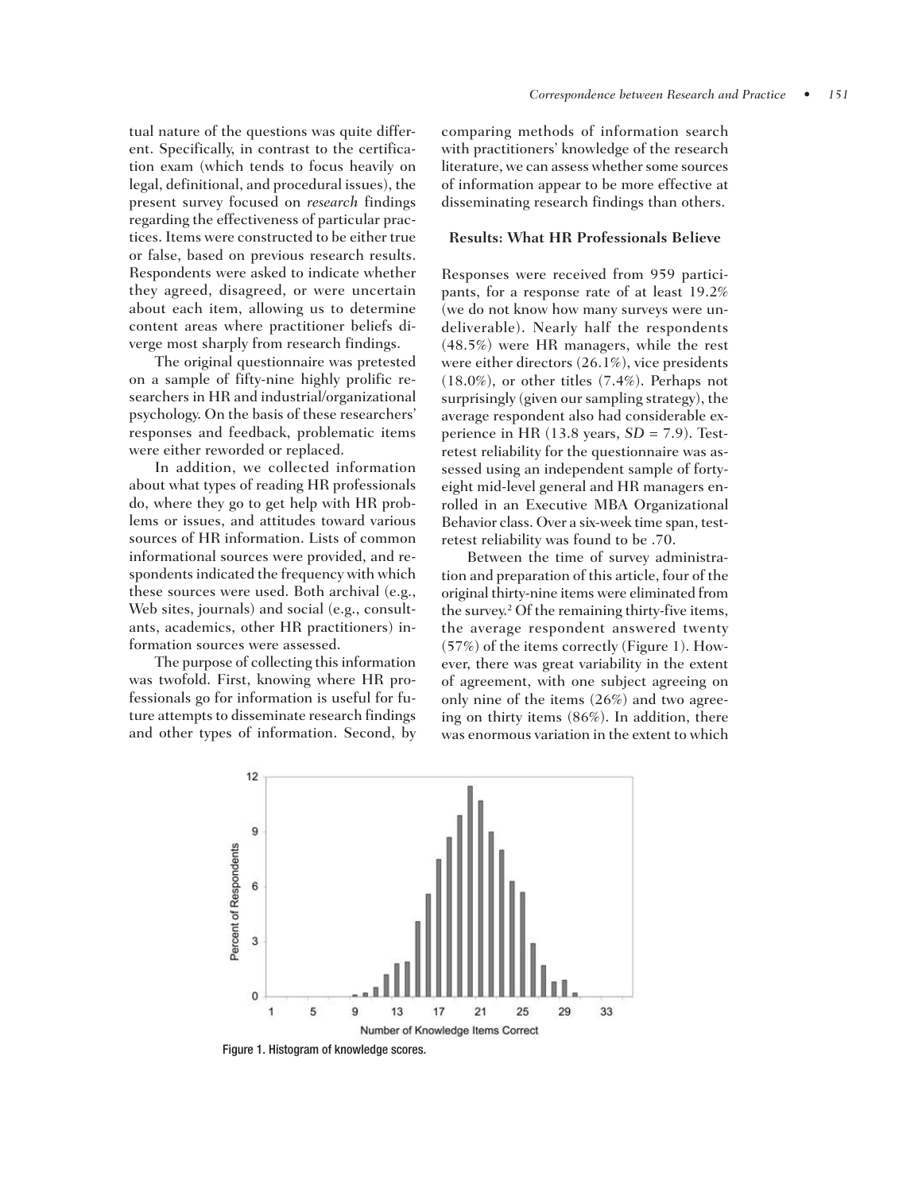tual nature of the questions was quite different. Specifically, in contrast to the certification exam (which tends to focus heavily on legal, definitional, and procedural issues), the present survey focused on *research* findings regarding the effectiveness of particular practices. Items were constructed to be either true or false, based on previous research results. Respondents were asked to indicate whether they agreed, disagreed, or were uncertain about each item, allowing us to determine content areas where practitioner beliefs diverge most sharply from research findings.

The original questionnaire was pretested on a sample of fifty-nine highly prolific researchers in HR and industrial/organizational psychology. On the basis of these researchers' responses and feedback, problematic items were either reworded or replaced.

In addition, we collected information about what types of reading HR professionals do, where they go to get help with HR problems or issues, and attitudes toward various sources of HR information. Lists of common informational sources were provided, and respondents indicated the frequency with which these sources were used. Both archival (e.g., Web sites, journals) and social (e.g., consultants, academics, other HR practitioners) information sources were assessed.

The purpose of collecting this information was twofold. First, knowing where HR professionals go for information is useful for future attempts to disseminate research findings and other types of information. Second, by comparing methods of information search with practitioners' knowledge of the research literature, we can assess whether some sources of information appear to be more effective at disseminating research findings than others.

### Results: What HR Professionals Believe

Responses were received from 959 participants, for a response rate of at least 19.2% (we do not know how many surveys were undeliverable). Nearly half the respondents (48.5%) were HR managers, while the rest were either directors (26.1%), vice presidents (18.0%), or other titles (7.4%). Perhaps not surprisingly (given our sampling strategy), the average respondent also had considerable experience in HR (13.8 years, $SD = 7.9$). Test-retest reliability for the questionnaire was assessed using an independent sample of forty-eight mid-level general and HR managers enrolled in an Executive MBA Organizational Behavior class. Over a six-week time span, test-retest reliability was found to be .70.

Between the time of survey administration and preparation of this article, four of the original thirty-nine items were eliminated from the survey.[2] Of the remaining thirty-five items, the average respondent answered twenty (57%) of the items correctly (Figure 1). However, there was great variability in the extent of agreement, with one subject agreeing on only nine of the items (26%) and two agreeing on thirty items (86%). In addition, there was enormous variation in the extent to which

Figure 1. Histogram of knowledge scores.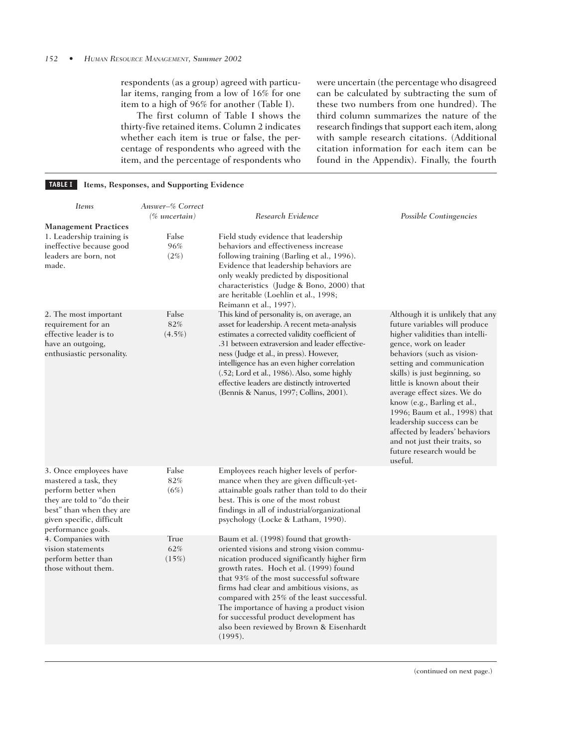respondents (as a group) agreed with particular items, ranging from a low of 16% for one item to a high of 96% for another (Table I).

The first column of Table I shows the thirty-five retained items. Column 2 indicates whether each item is true or false, the percentage of respondents who agreed with the item, and the percentage of respondents who were uncertain (the percentage who disagreed can be calculated by subtracting the sum of these two numbers from one hundred). The third column summarizes the nature of the research findings that support each item, along with sample research citations. (Additional citation information for each item can be found in the Appendix). Finally, the fourth

**TABLE I Items, Responses, and Supporting Evidence**

| *Items* | *Answer–% Correct (% uncertain)* | *Research Evidence* | *Possible Contingencies* |
|---|---|---|---|
| **Management Practices** | | | |
| 1. Leadership training is ineffective because good leaders are born, not made. | False 96% (2%) | Field study evidence that leadership behaviors and effectiveness increase following training (Barling et al., 1996). Evidence that leadership behaviors are only weakly predicted by dispositional characteristics (Judge & Bono, 2000) that are heritable (Loehlin et al., 1998; Reimann et al., 1997). | |
| 2. The most important requirement for an effective leader is to have an outgoing, enthusiastic personality. | False 82% (4.5%) | This kind of personality is, on average, an asset for leadership. A recent meta-analysis estimates a corrected validity coefficient of .31 between extraversion and leader effectiveness (Judge et al., in press). However, intelligence has an even higher correlation (.52; Lord et al., 1986). Also, some highly effective leaders are distinctly introverted (Bennis & Nanus, 1997; Collins, 2001). | Although it is unlikely that any future variables will produce higher validities than intelligence, work on leader behaviors (such as vision-setting and communication skills) is just beginning, so little is known about their average effect sizes. We do know (e.g., Barling et al., 1996; Baum et al., 1998) that leadership success can be affected by leaders' behaviors and not just their traits, so future research would be useful. |
| 3. Once employees have mastered a task, they perform better when they are told to "do their best" than when they are given specific, difficult performance goals. | False 82% (6%) | Employees reach higher levels of performance when they are given difficult-yet-attainable goals rather than told to do their best. This is one of the most robust findings in all of industrial/organizational psychology (Locke & Latham, 1990). | |
| 4. Companies with vision statements perform better than those without them. | True 62% (15%) | Baum et al. (1998) found that growth-oriented visions and strong vision communication produced significantly higher firm growth rates. Hoch et al. (1999) found that 93% of the most successful software firms had clear and ambitious visions, as compared with 25% of the least successful. The importance of having a product vision for successful product development has also been reviewed by Brown & Eisenhardt (1995). | |

(continued on next page.)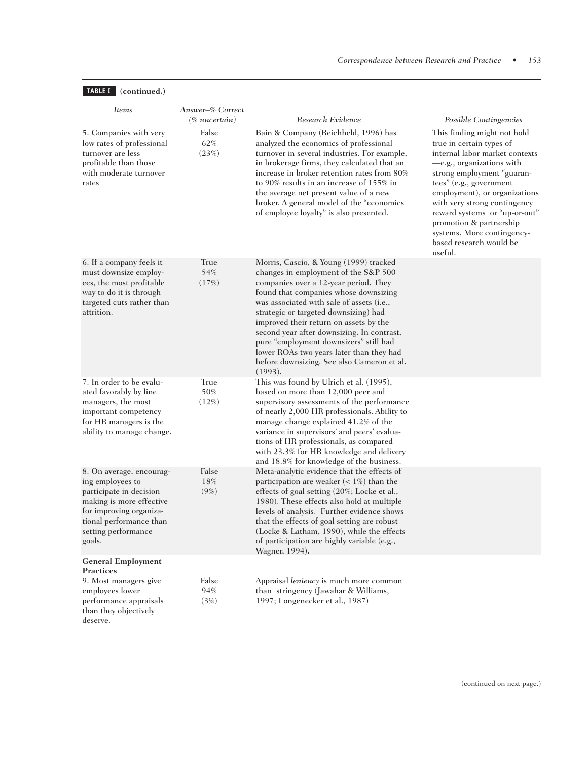**TABLE I (continued.)**

| *Items* | *Answer–% Correct (% uncertain)* | *Research Evidence* | *Possible Contingencies* |
|---|---|---|---|
| 5. Companies with very low rates of professional turnover are less profitable than those with moderate turnover rates | False 62% (23%) | Bain & Company (Reichheld, 1996) has analyzed the economics of professional turnover in several industries. For example, in brokerage firms, they calculated that an increase in broker retention rates from 80% to 90% results in an increase of 155% in the average net present value of a new broker. A general model of the "economics of employee loyalty" is also presented. | This finding might not hold true in certain types of internal labor market contexts —e.g., organizations with strong employment "guarantees" (e.g., government employment), or organizations with very strong contingency reward systems or "up-or-out" promotion & partnership systems. More contingency-based research would be useful. |
| 6. If a company feels it must downsize employees, the most profitable way to do it is through targeted cuts rather than attrition. | True 54% (17%) | Morris, Cascio, & Young (1999) tracked changes in employment of the S&P 500 companies over a 12-year period. They found that companies whose downsizing was associated with sale of assets (i.e., strategic or targeted downsizing) had improved their return on assets by the second year after downsizing. In contrast, pure "employment downsizers" still had lower ROAs two years later than they had before downsizing. See also Cameron et al. (1993). | |
| 7. In order to be evaluated favorably by line managers, the most important competency for HR managers is the ability to manage change. | True 50% (12%) | This was found by Ulrich et al. (1995), based on more than 12,000 peer and supervisory assessments of the performance of nearly 2,000 HR professionals. Ability to manage change explained 41.2% of the variance in supervisors' and peers' evaluations of HR professionals, as compared with 23.3% for HR knowledge and delivery and 18.8% for knowledge of the business. | |
| 8. On average, encouraging employees to participate in decision making is more effective for improving organizational performance than setting performance goals. | False 18% (9%) | Meta-analytic evidence that the effects of participation are weaker (< 1%) than the effects of goal setting (20%; Locke et al., 1980). These effects also hold at multiple levels of analysis. Further evidence shows that the effects of goal setting are robust (Locke & Latham, 1990), while the effects of participation are highly variable (e.g., Wagner, 1994). | |
| **General Employment Practices** | | | |
| 9. Most managers give employees lower performance appraisals than they objectively deserve. | False 94% (3%) | Appraisal *leniency* is much more common than stringency (Jawahar & Williams, 1997; Longenecker et al., 1987) | |

(continued on next page.)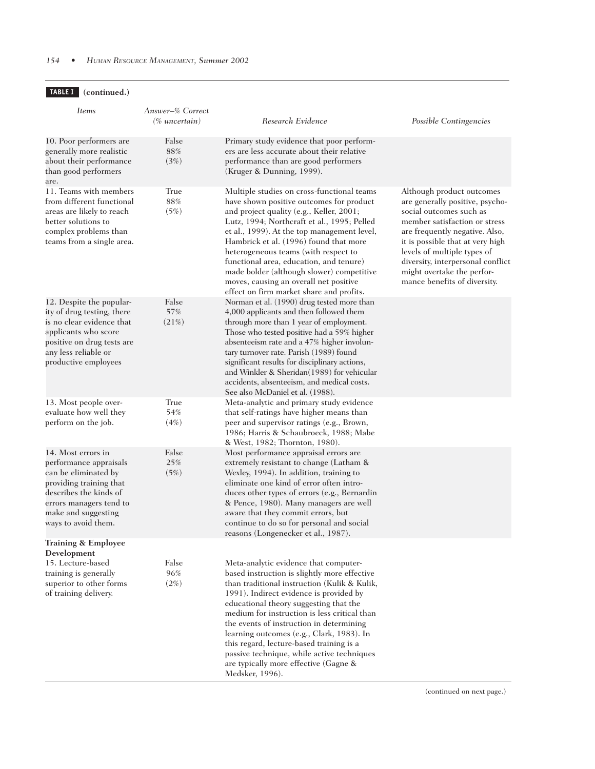**TABLE I (continued.)**

| *Items* | *Answer–% Correct (% uncertain)* | *Research Evidence* | *Possible Contingencies* |
|---|---|---|---|
| 10. Poor performers are generally more realistic about their performance than good performers are. | False 88% (3%) | Primary study evidence that poor performers are less accurate about their relative performance than are good performers (Kruger & Dunning, 1999). | |
| 11. Teams with members from different functional areas are likely to reach better solutions to complex problems than teams from a single area. | True 88% (5%) | Multiple studies on cross-functional teams have shown positive outcomes for product and project quality (e.g., Keller, 2001; Lutz, 1994; Northcraft et al., 1995; Pelled et al., 1999). At the top management level, Hambrick et al. (1996) found that more heterogeneous teams (with respect to functional area, education, and tenure) made bolder (although slower) competitive moves, causing an overall net positive effect on firm market share and profits. | Although product outcomes are generally positive, psychosocial outcomes such as member satisfaction or stress are frequently negative. Also, it is possible that at very high levels of multiple types of diversity, interpersonal conflict might overtake the performance benefits of diversity. |
| 12. Despite the popularity of drug testing, there is no clear evidence that applicants who score positive on drug tests are any less reliable or productive employees | False 57% (21%) | Norman et al. (1990) drug tested more than 4,000 applicants and then followed them through more than 1 year of employment. Those who tested positive had a 59% higher absenteeism rate and a 47% higher involuntary turnover rate. Parish (1989) found significant results for disciplinary actions, and Winkler & Sheridan(1989) for vehicular accidents, absenteeism, and medical costs. See also McDaniel et al. (1988). | |
| 13. Most people overevaluate how well they perform on the job. | True 54% (4%) | Meta-analytic and primary study evidence that self-ratings have higher means than peer and supervisor ratings (e.g., Brown, 1986; Harris & Schaubroeck, 1988; Mabe & West, 1982; Thornton, 1980). | |
| 14. Most errors in performance appraisals can be eliminated by providing training that describes the kinds of errors managers tend to make and suggesting ways to avoid them. | False 25% (5%) | Most performance appraisal errors are extremely resistant to change (Latham & Wexley, 1994). In addition, training to eliminate one kind of error often introduces other types of errors (e.g., Bernardin & Pence, 1980). Many managers are well aware that they commit errors, but continue to do so for personal and social reasons (Longenecker et al., 1987). | |
| **Training & Employee Development** | | | |
| 15. Lecture-based training is generally superior to other forms of training delivery. | False 96% (2%) | Meta-analytic evidence that computer-based instruction is slightly more effective than traditional instruction (Kulik & Kulik, 1991). Indirect evidence is provided by educational theory suggesting that the medium for instruction is less critical than the events of instruction in determining learning outcomes (e.g., Clark, 1983). In this regard, lecture-based training is a passive technique, while active techniques are typically more effective (Gagne & Medsker, 1996). | |

(continued on next page.)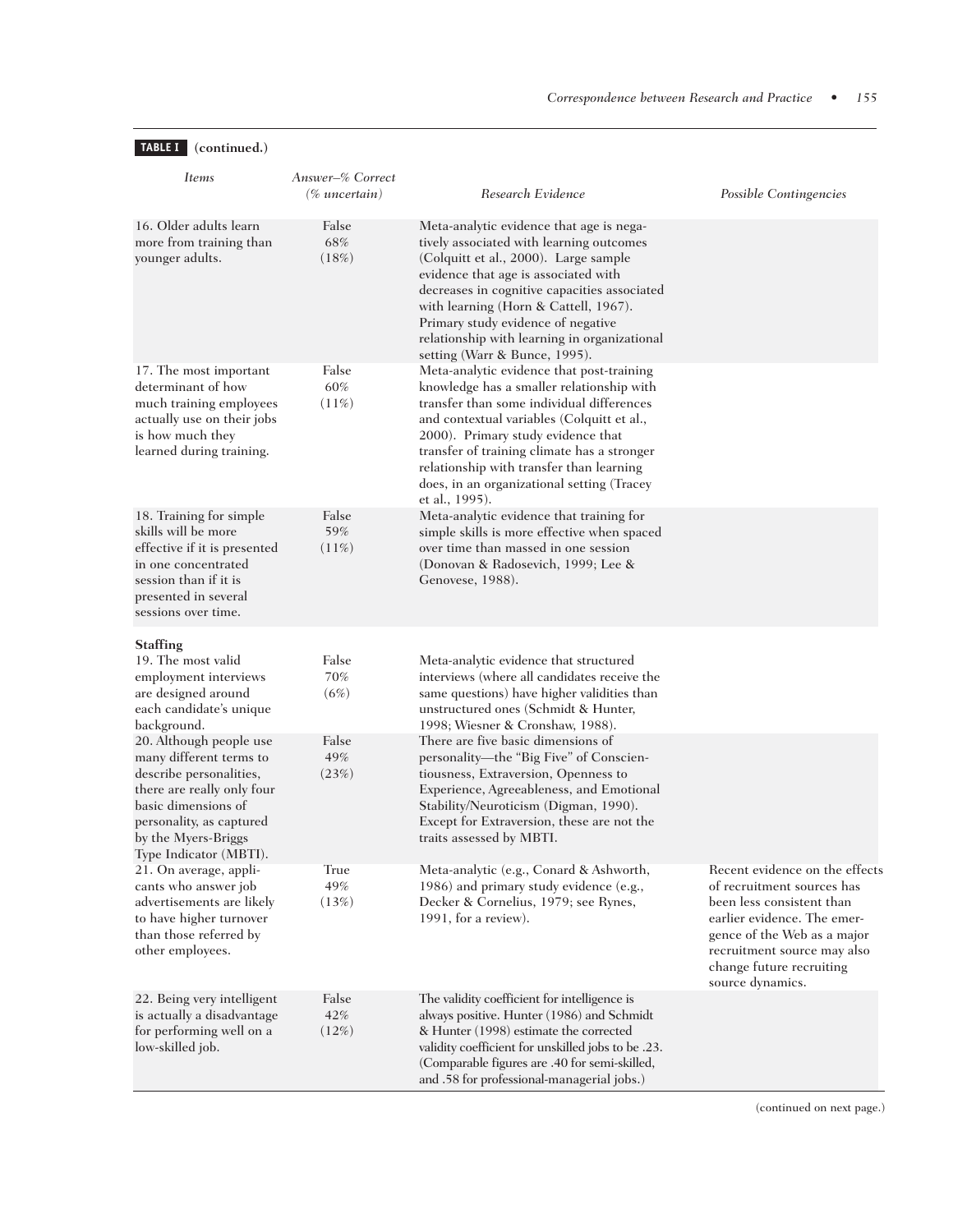**TABLE I (continued.)**

| *Items* | *Answer–% Correct (% uncertain)* | *Research Evidence* | *Possible Contingencies* |
|---|---|---|---|
| 16. Older adults learn more from training than younger adults. | False 68% (18%) | Meta-analytic evidence that age is negatively associated with learning outcomes (Colquitt et al., 2000). Large sample evidence that age is associated with decreases in cognitive capacities associated with learning (Horn & Cattell, 1967). Primary study evidence of negative relationship with learning in organizational setting (Warr & Bunce, 1995). | |
| 17. The most important determinant of how much training employees actually use on their jobs is how much they learned during training. | False 60% (11%) | Meta-analytic evidence that post-training knowledge has a smaller relationship with transfer than some individual differences and contextual variables (Colquitt et al., 2000). Primary study evidence that transfer of training climate has a stronger relationship with transfer than learning does, in an organizational setting (Tracey et al., 1995). | |
| 18. Training for simple skills will be more effective if it is presented in one concentrated session than if it is presented in several sessions over time. | False 59% (11%) | Meta-analytic evidence that training for simple skills is more effective when spaced over time than massed in one session (Donovan & Radosevich, 1999; Lee & Genovese, 1988). | |
| **Staffing** | | | |
| 19. The most valid employment interviews are designed around each candidate's unique background. | False 70% (6%) | Meta-analytic evidence that structured interviews (where all candidates receive the same questions) have higher validities than unstructured ones (Schmidt & Hunter, 1998; Wiesner & Cronshaw, 1988). | |
| 20. Although people use many different terms to describe personalities, there are really only four basic dimensions of personality, as captured by the Myers-Briggs Type Indicator (MBTI). | False 49% (23%) | There are five basic dimensions of personality—the "Big Five" of Conscientiousness, Extraversion, Openness to Experience, Agreeableness, and Emotional Stability/Neuroticism (Digman, 1990). Except for Extraversion, these are not the traits assessed by MBTI. | |
| 21. On average, applicants who answer job advertisements are likely to have higher turnover than those referred by other employees. | True 49% (13%) | Meta-analytic (e.g., Conard & Ashworth, 1986) and primary study evidence (e.g., Decker & Cornelius, 1979; see Rynes, 1991, for a review). | Recent evidence on the effects of recruitment sources has been less consistent than earlier evidence. The emergence of the Web as a major recruitment source may also change future recruiting source dynamics. |
| 22. Being very intelligent is actually a disadvantage for performing well on a low-skilled job. | False 42% (12%) | The validity coefficient for intelligence is always positive. Hunter (1986) and Schmidt & Hunter (1998) estimate the corrected validity coefficient for unskilled jobs to be .23. (Comparable figures are .40 for semi-skilled, and .58 for professional-managerial jobs.) | |

(continued on next page.)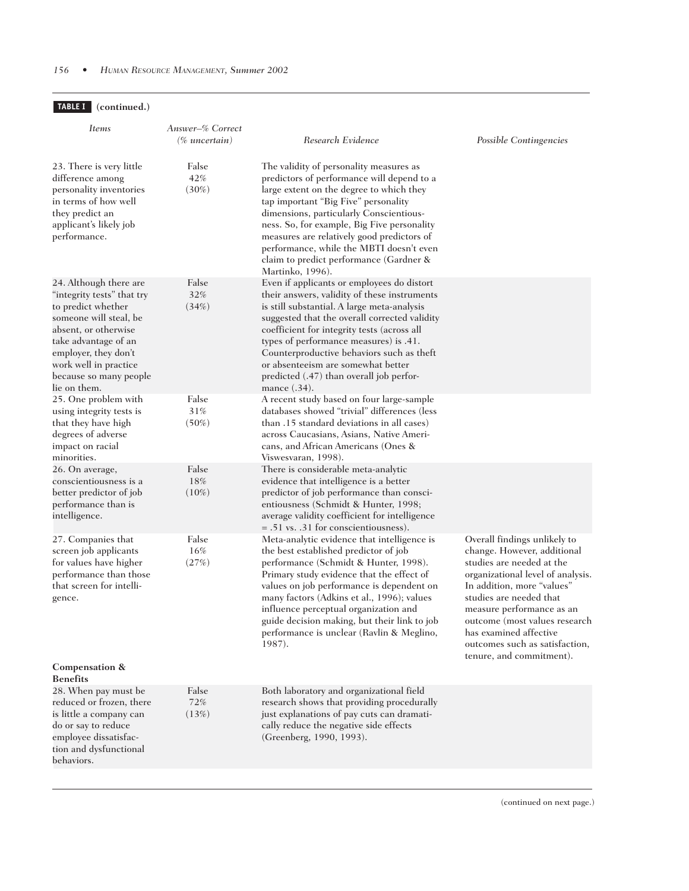**TABLE I (continued.)**

| *Items* | *Answer–% Correct (% uncertain)* | *Research Evidence* | *Possible Contingencies* |
|---|---|---|---|
| 23. There is very little difference among personality inventories in terms of how well they predict an applicant's likely job performance. | False 42% (30%) | The validity of personality measures as predictors of performance will depend to a large extent on the degree to which they tap important "Big Five" personality dimensions, particularly Conscientiousness. So, for example, Big Five personality measures are relatively good predictors of performance, while the MBTI doesn't even claim to predict performance (Gardner & Martinko, 1996). | |
| 24. Although there are "integrity tests" that try to predict whether someone will steal, be absent, or otherwise take advantage of an employer, they don't work well in practice because so many people lie on them. | False 32% (34%) | Even if applicants or employees do distort their answers, validity of these instruments is still substantial. A large meta-analysis suggested that the overall corrected validity coefficient for integrity tests (across all types of performance measures) is .41. Counterproductive behaviors such as theft or absenteeism are somewhat better predicted (.47) than overall job performance (.34). | |
| 25. One problem with using integrity tests is that they have high degrees of adverse impact on racial minorities. | False 31% (50%) | A recent study based on four large-sample databases showed "trivial" differences (less than .15 standard deviations in all cases) across Caucasians, Asians, Native Americans, and African Americans (Ones & Viswesvaran, 1998). | |
| 26. On average, conscientiousness is a better predictor of job performance than is intelligence. | False 18% (10%) | There is considerable meta-analytic evidence that intelligence is a better predictor of job performance than conscientiousness (Schmidt & Hunter, 1998; average validity coefficient for intelligence = .51 vs. .31 for conscientiousness). | |
| 27. Companies that screen job applicants for values have higher performance than those that screen for intelligence. | False 16% (27%) | Meta-analytic evidence that intelligence is the best established predictor of job performance (Schmidt & Hunter, 1998). Primary study evidence that the effect of values on job performance is dependent on many factors (Adkins et al., 1996); values influence perceptual organization and guide decision making, but their link to job performance is unclear (Ravlin & Meglino, 1987). | Overall findings unlikely to change. However, additional studies are needed at the organizational level of analysis. In addition, more "values" studies are needed that measure performance as an outcome (most values research has examined affective outcomes such as satisfaction, tenure, and commitment). |
| **Compensation & Benefits** | | | |
| 28. When pay must be reduced or frozen, there is little a company can do or say to reduce employee dissatisfaction and dysfunctional behaviors. | False 72% (13%) | Both laboratory and organizational field research shows that providing procedurally just explanations of pay cuts can dramatically reduce the negative side effects (Greenberg, 1990, 1993). | |

(continued on next page.)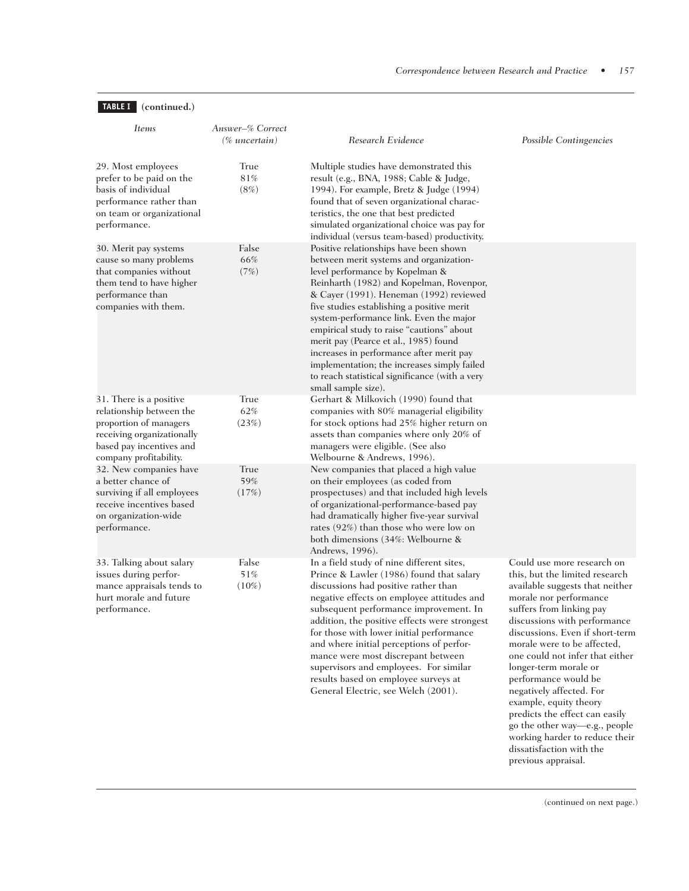**TABLE I (continued.)**

| Items | Answer–% Correct (% uncertain) | Research Evidence | Possible Contingencies |
|---|---|---|---|
| 29. Most employees prefer to be paid on the basis of individual performance rather than on team or organizational performance. | True 81% (8%) | Multiple studies have demonstrated this result (e.g., BNA, 1988; Cable & Judge, 1994). For example, Bretz & Judge (1994) found that of seven organizational characteristics, the one that best predicted simulated organizational choice was pay for individual (versus team-based) productivity. | |
| 30. Merit pay systems cause so many problems that companies without them tend to have higher performance than companies with them. | False 66% (7%) | Positive relationships have been shown between merit systems and organization-level performance by Kopelman & Reinharth (1982) and Kopelman, Rovenpor, & Cayer (1991). Heneman (1992) reviewed five studies establishing a positive merit system-performance link. Even the major empirical study to raise "cautions" about merit pay (Pearce et al., 1985) found increases in performance after merit pay implementation; the increases simply failed to reach statistical significance (with a very small sample size). | |
| 31. There is a positive relationship between the proportion of managers receiving organizationally based pay incentives and company profitability. | True 62% (23%) | Gerhart & Milkovich (1990) found that companies with 80% managerial eligibility for stock options had 25% higher return on assets than companies where only 20% of managers were eligible. (See also Welbourne & Andrews, 1996). | |
| 32. New companies have a better chance of surviving if all employees receive incentives based on organization-wide performance. | True 59% (17%) | New companies that placed a high value on their employees (as coded from prospectuses) and that included high levels of organizational-performance-based pay had dramatically higher five-year survival rates (92%) than those who were low on both dimensions (34%: Welbourne & Andrews, 1996). | |
| 33. Talking about salary issues during performance appraisals tends to hurt morale and future performance. | False 51% (10%) | In a field study of nine different sites, Prince & Lawler (1986) found that salary discussions had positive rather than negative effects on employee attitudes and subsequent performance improvement. In addition, the positive effects were strongest for those with lower initial performance and where initial perceptions of performance were most discrepant between supervisors and employees. For similar results based on employee surveys at General Electric, see Welch (2001). | Could use more research on this, but the limited research available suggests that neither morale nor performance suffers from linking pay discussions with performance discussions. Even if short-term morale were to be affected, one could not infer that either longer-term morale or performance would be negatively affected. For example, equity theory predicts the effect can easily go the other way—e.g., people working harder to reduce their dissatisfaction with the previous appraisal. |

(continued on next page.)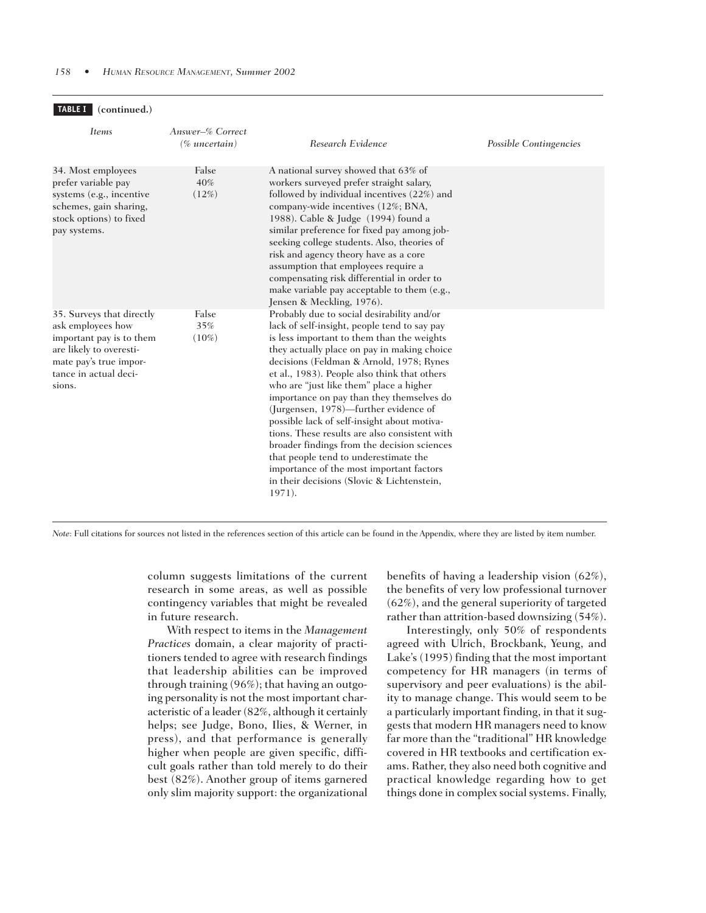**TABLE I (continued.)**

| Items | Answer–% Correct (% uncertain) | Research Evidence | Possible Contingencies |
|---|---|---|---|
| 34. Most employees prefer variable pay systems (e.g., incentive schemes, gain sharing, stock options) to fixed pay systems. | False 40% (12%) | A national survey showed that 63% of workers surveyed prefer straight salary, followed by individual incentives (22%) and company-wide incentives (12%; BNA, 1988). Cable & Judge (1994) found a similar preference for fixed pay among job-seeking college students. Also, theories of risk and agency theory have as a core assumption that employees require a compensating risk differential in order to make variable pay acceptable to them (e.g., Jensen & Meckling, 1976). | |
| 35. Surveys that directly ask employees how important pay is to them are likely to overestimate pay's true importance in actual decisions. | False 35% (10%) | Probably due to social desirability and/or lack of self-insight, people tend to say pay is less important to them than the weights they actually place on pay in making choice decisions (Feldman & Arnold, 1978; Rynes et al., 1983). People also think that others who are "just like them" place a higher importance on pay than they themselves do (Jurgensen, 1978)—further evidence of possible lack of self-insight about motivations. These results are also consistent with broader findings from the decision sciences that people tend to underestimate the importance of the most important factors in their decisions (Slovic & Lichtenstein, 1971). | |

*Note*: Full citations for sources not listed in the references section of this article can be found in the Appendix, where they are listed by item number.

column suggests limitations of the current research in some areas, as well as possible contingency variables that might be revealed in future research.

With respect to items in the *Management Practices* domain, a clear majority of practitioners tended to agree with research findings that leadership abilities can be improved through training (96%); that having an outgoing personality is not the most important characteristic of a leader (82%, although it certainly helps; see Judge, Bono, Ilies, & Werner, in press), and that performance is generally higher when people are given specific, difficult goals rather than told merely to do their best (82%). Another group of items garnered only slim majority support: the organizational benefits of having a leadership vision (62%), the benefits of very low professional turnover (62%), and the general superiority of targeted rather than attrition-based downsizing (54%).

Interestingly, only 50% of respondents agreed with Ulrich, Brockbank, Yeung, and Lake's (1995) finding that the most important competency for HR managers (in terms of supervisory and peer evaluations) is the ability to manage change. This would seem to be a particularly important finding, in that it suggests that modern HR managers need to know far more than the "traditional" HR knowledge covered in HR textbooks and certification exams. Rather, they also need both cognitive and practical knowledge regarding how to get things done in complex social systems. Finally,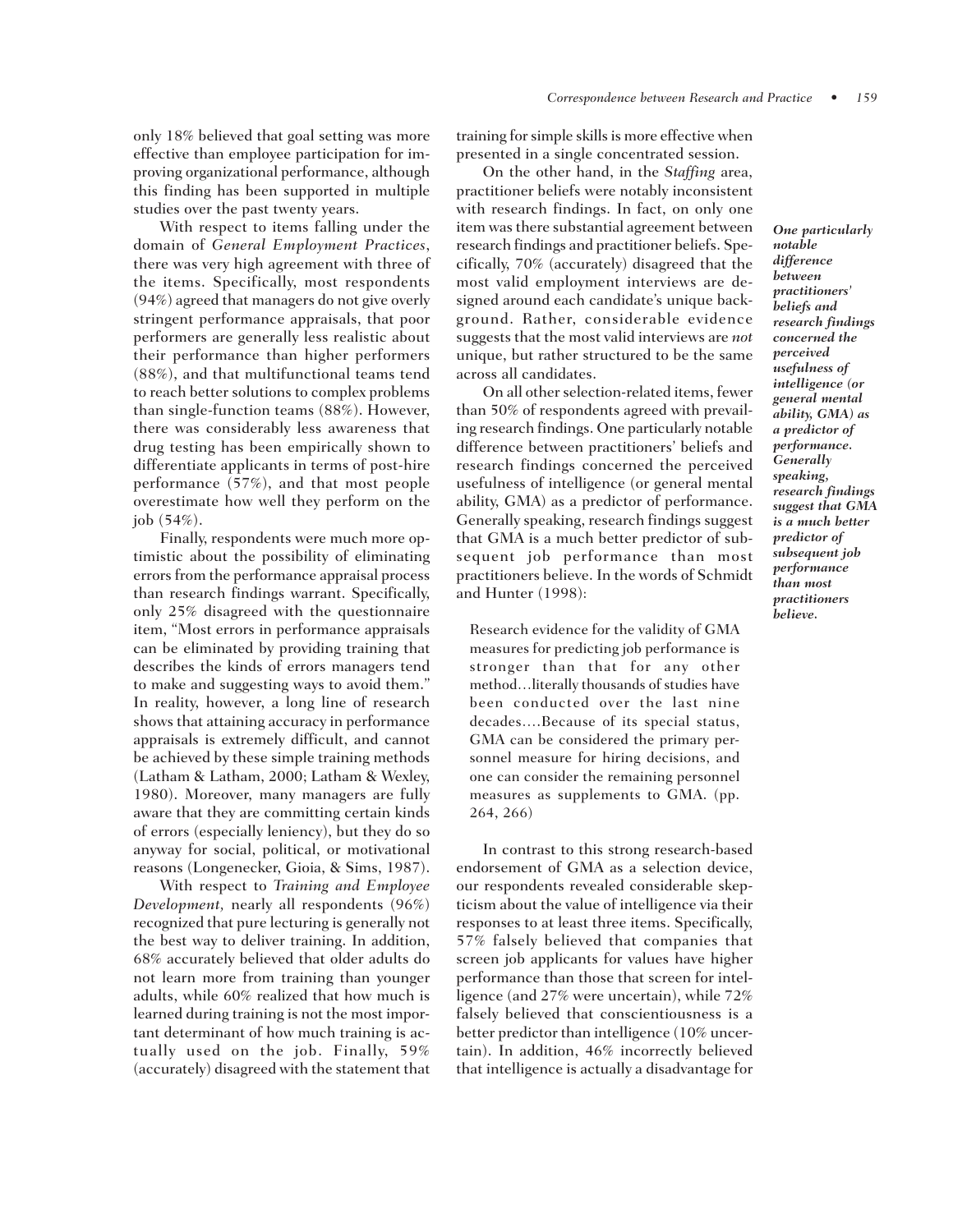only 18% believed that goal setting was more effective than employee participation for improving organizational performance, although this finding has been supported in multiple studies over the past twenty years.

With respect to items falling under the domain of *General Employment Practices*, there was very high agreement with three of the items. Specifically, most respondents (94%) agreed that managers do not give overly stringent performance appraisals, that poor performers are generally less realistic about their performance than higher performers (88%), and that multifunctional teams tend to reach better solutions to complex problems than single-function teams (88%). However, there was considerably less awareness that drug testing has been empirically shown to differentiate applicants in terms of post-hire performance (57%), and that most people overestimate how well they perform on the job (54%).

Finally, respondents were much more optimistic about the possibility of eliminating errors from the performance appraisal process than research findings warrant. Specifically, only 25% disagreed with the questionnaire item, "Most errors in performance appraisals can be eliminated by providing training that describes the kinds of errors managers tend to make and suggesting ways to avoid them." In reality, however, a long line of research shows that attaining accuracy in performance appraisals is extremely difficult, and cannot be achieved by these simple training methods (Latham & Latham, 2000; Latham & Wexley, 1980). Moreover, many managers are fully aware that they are committing certain kinds of errors (especially leniency), but they do so anyway for social, political, or motivational reasons (Longenecker, Gioia, & Sims, 1987).

With respect to *Training and Employee Development,* nearly all respondents (96%) recognized that pure lecturing is generally not the best way to deliver training. In addition, 68% accurately believed that older adults do not learn more from training than younger adults, while 60% realized that how much is learned during training is not the most important determinant of how much training is actually used on the job. Finally, 59% (accurately) disagreed with the statement that training for simple skills is more effective when presented in a single concentrated session.

On the other hand, in the *Staffing* area, practitioner beliefs were notably inconsistent with research findings. In fact, on only one item was there substantial agreement between research findings and practitioner beliefs. Specifically, 70% (accurately) disagreed that the most valid employment interviews are designed around each candidate's unique background. Rather, considerable evidence suggests that the most valid interviews are *not* unique, but rather structured to be the same across all candidates.

On all other selection-related items, fewer than 50% of respondents agreed with prevailing research findings. One particularly notable difference between practitioners' beliefs and research findings concerned the perceived usefulness of intelligence (or general mental ability, GMA) as a predictor of performance. Generally speaking, research findings suggest that GMA is a much better predictor of subsequent job performance than most practitioners believe. In the words of Schmidt and Hunter (1998):

> Research evidence for the validity of GMA measures for predicting job performance is stronger than that for any other method…literally thousands of studies have been conducted over the last nine decades….Because of its special status, GMA can be considered the primary personnel measure for hiring decisions, and one can consider the remaining personnel measures as supplements to GMA. (pp. 264, 266)

***One particularly notable difference between practitioners' beliefs and research findings concerned the perceived usefulness of intelligence (or general mental ability, GMA) as a predictor of performance. Generally speaking, research findings suggest that GMA is a much better predictor of subsequent job performance than most practitioners believe.***

In contrast to this strong research-based endorsement of GMA as a selection device, our respondents revealed considerable skepticism about the value of intelligence via their responses to at least three items. Specifically, 57% falsely believed that companies that screen job applicants for values have higher performance than those that screen for intelligence (and 27% were uncertain), while 72% falsely believed that conscientiousness is a better predictor than intelligence (10% uncertain). In addition, 46% incorrectly believed that intelligence is actually a disadvantage for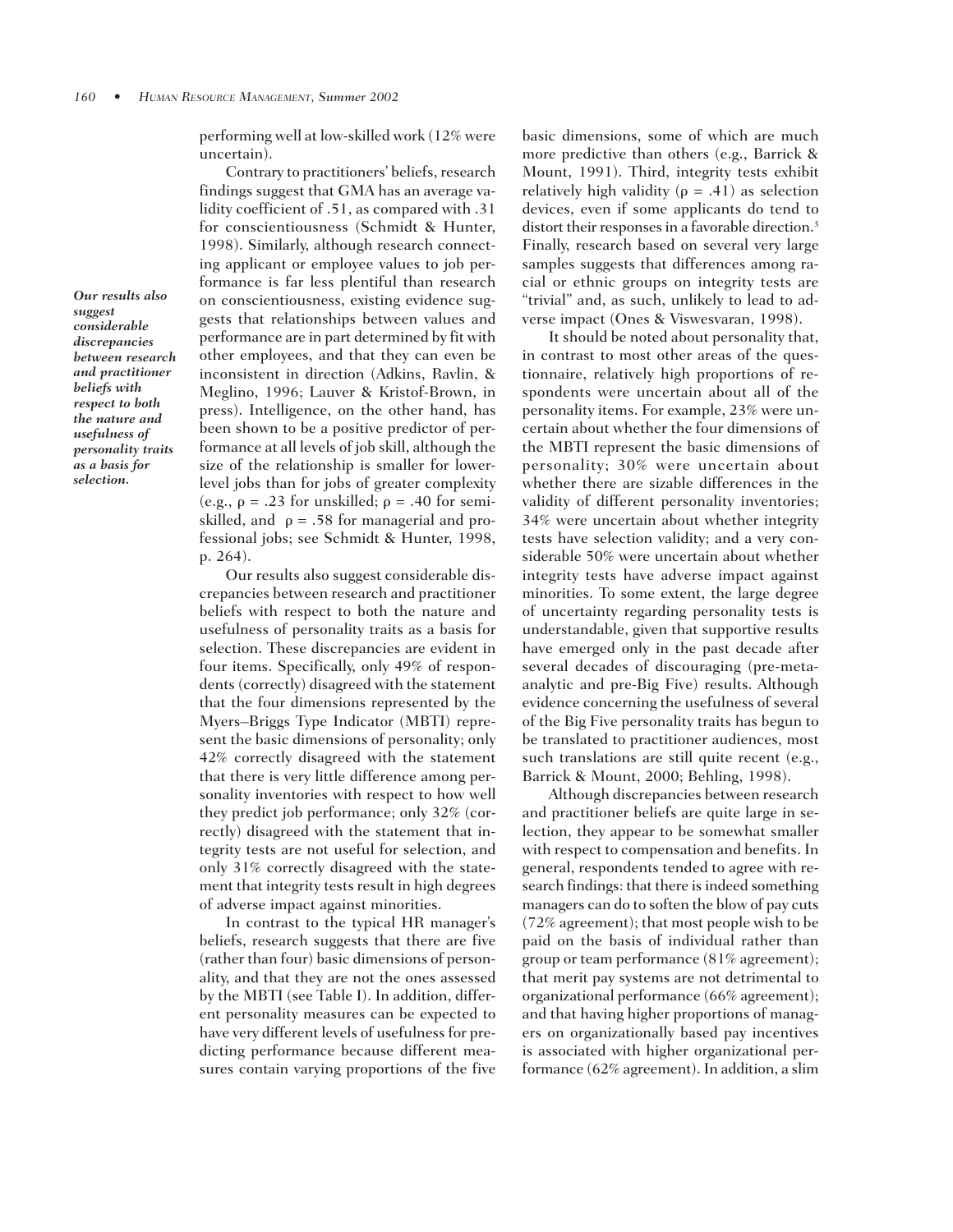performing well at low-skilled work (12% were uncertain).

Contrary to practitioners' beliefs, research findings suggest that GMA has an average validity coefficient of .51, as compared with .31 for conscientiousness (Schmidt & Hunter, 1998). Similarly, although research connecting applicant or employee values to job performance is far less plentiful than research on conscientiousness, existing evidence suggests that relationships between values and performance are in part determined by fit with other employees, and that they can even be inconsistent in direction (Adkins, Ravlin, & Meglino, 1996; Lauver & Kristof-Brown, in press). Intelligence, on the other hand, has been shown to be a positive predictor of performance at all levels of job skill, although the size of the relationship is smaller for lower-level jobs than for jobs of greater complexity (e.g., $\rho = .23$ for unskilled; $\rho = .40$ for semi-skilled, and $\rho = .58$ for managerial and professional jobs; see Schmidt & Hunter, 1998, p. 264).

*Our results also suggest considerable discrepancies between research and practitioner beliefs with respect to both the nature and usefulness of personality traits as a basis for selection.*

Our results also suggest considerable discrepancies between research and practitioner beliefs with respect to both the nature and usefulness of personality traits as a basis for selection. These discrepancies are evident in four items. Specifically, only 49% of respondents (correctly) disagreed with the statement that the four dimensions represented by the Myers–Briggs Type Indicator (MBTI) represent the basic dimensions of personality; only 42% correctly disagreed with the statement that there is very little difference among personality inventories with respect to how well they predict job performance; only 32% (correctly) disagreed with the statement that integrity tests are not useful for selection, and only 31% correctly disagreed with the statement that integrity tests result in high degrees of adverse impact against minorities.

In contrast to the typical HR manager's beliefs, research suggests that there are five (rather than four) basic dimensions of personality, and that they are not the ones assessed by the MBTI (see Table I). In addition, different personality measures can be expected to have very different levels of usefulness for predicting performance because different measures contain varying proportions of the five basic dimensions, some of which are much more predictive than others (e.g., Barrick & Mount, 1991). Third, integrity tests exhibit relatively high validity ($\rho = .41$) as selection devices, even if some applicants do tend to distort their responses in a favorable direction.[3] Finally, research based on several very large samples suggests that differences among racial or ethnic groups on integrity tests are "trivial" and, as such, unlikely to lead to adverse impact (Ones & Viswesvaran, 1998).

It should be noted about personality that, in contrast to most other areas of the questionnaire, relatively high proportions of respondents were uncertain about all of the personality items. For example, 23% were uncertain about whether the four dimensions of the MBTI represent the basic dimensions of personality; 30% were uncertain about whether there are sizable differences in the validity of different personality inventories; 34% were uncertain about whether integrity tests have selection validity; and a very considerable 50% were uncertain about whether integrity tests have adverse impact against minorities. To some extent, the large degree of uncertainty regarding personality tests is understandable, given that supportive results have emerged only in the past decade after several decades of discouraging (pre-meta-analytic and pre-Big Five) results. Although evidence concerning the usefulness of several of the Big Five personality traits has begun to be translated to practitioner audiences, most such translations are still quite recent (e.g., Barrick & Mount, 2000; Behling, 1998).

Although discrepancies between research and practitioner beliefs are quite large in selection, they appear to be somewhat smaller with respect to compensation and benefits. In general, respondents tended to agree with research findings: that there is indeed something managers can do to soften the blow of pay cuts (72% agreement); that most people wish to be paid on the basis of individual rather than group or team performance (81% agreement); that merit pay systems are not detrimental to organizational performance (66% agreement); and that having higher proportions of managers on organizationally based pay incentives is associated with higher organizational performance (62% agreement). In addition, a slim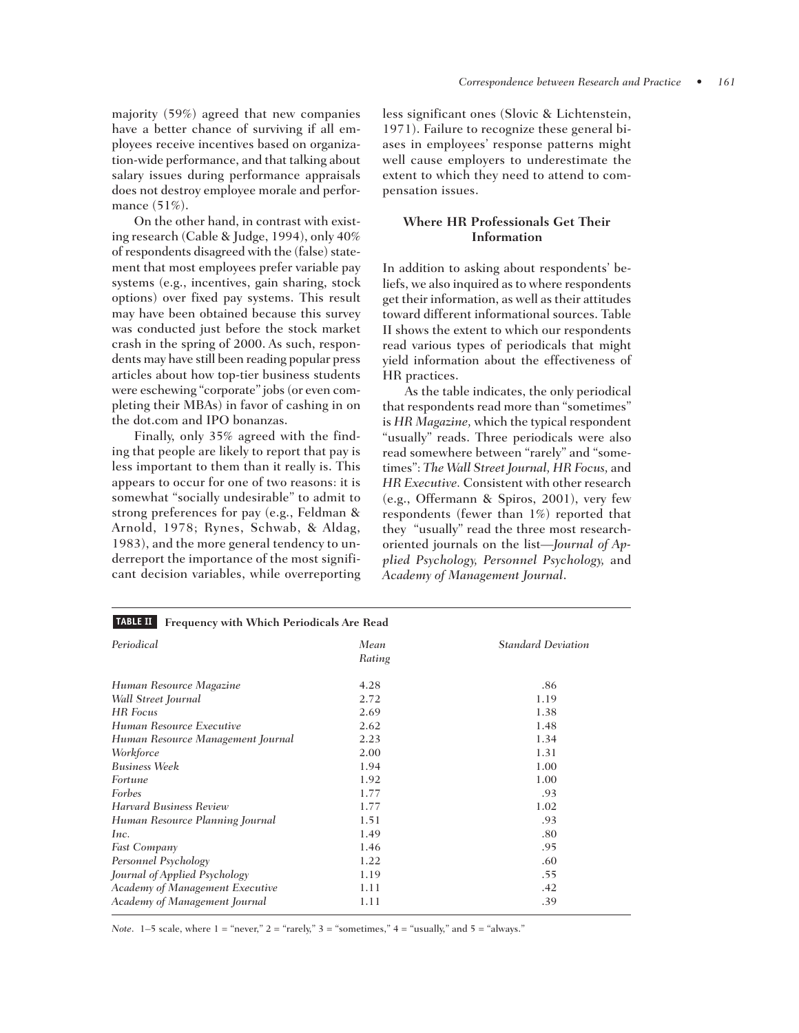majority (59%) agreed that new companies have a better chance of surviving if all employees receive incentives based on organization-wide performance, and that talking about salary issues during performance appraisals does not destroy employee morale and performance (51%).

On the other hand, in contrast with existing research (Cable & Judge, 1994), only 40% of respondents disagreed with the (false) statement that most employees prefer variable pay systems (e.g., incentives, gain sharing, stock options) over fixed pay systems. This result may have been obtained because this survey was conducted just before the stock market crash in the spring of 2000. As such, respondents may have still been reading popular press articles about how top-tier business students were eschewing "corporate" jobs (or even completing their MBAs) in favor of cashing in on the dot.com and IPO bonanzas.

Finally, only 35% agreed with the finding that people are likely to report that pay is less important to them than it really is. This appears to occur for one of two reasons: it is somewhat "socially undesirable" to admit to strong preferences for pay (e.g., Feldman & Arnold, 1978; Rynes, Schwab, & Aldag, 1983), and the more general tendency to underreport the importance of the most significant decision variables, while overreporting less significant ones (Slovic & Lichtenstein, 1971). Failure to recognize these general biases in employees' response patterns might well cause employers to underestimate the extent to which they need to attend to compensation issues.

### Where HR Professionals Get Their Information

In addition to asking about respondents' beliefs, we also inquired as to where respondents get their information, as well as their attitudes toward different informational sources. Table II shows the extent to which our respondents read various types of periodicals that might yield information about the effectiveness of HR practices.

As the table indicates, the only periodical that respondents read more than "sometimes" is *HR Magazine,* which the typical respondent "usually" reads. Three periodicals were also read somewhere between "rarely" and "sometimes": *The Wall Street Journal, HR Focus,* and *HR Executive.* Consistent with other research (e.g., Offermann & Spiros, 2001), very few respondents (fewer than 1%) reported that they "usually" read the three most research-oriented journals on the list—*Journal of Applied Psychology, Personnel Psychology,* and *Academy of Management Journal*.

**TABLE II Frequency with Which Periodicals Are Read**

| *Periodical* | *Mean Rating* | *Standard Deviation* |
|---|---|---|
| *Human Resource Magazine* | 4.28 | .86 |
| *Wall Street Journal* | 2.72 | 1.19 |
| *HR Focus* | 2.69 | 1.38 |
| *Human Resource Executive* | 2.62 | 1.48 |
| *Human Resource Management Journal* | 2.23 | 1.34 |
| *Workforce* | 2.00 | 1.31 |
| *Business Week* | 1.94 | 1.00 |
| *Fortune* | 1.92 | 1.00 |
| *Forbes* | 1.77 | .93 |
| *Harvard Business Review* | 1.77 | 1.02 |
| *Human Resource Planning Journal* | 1.51 | .93 |
| *Inc.* | 1.49 | .80 |
| *Fast Company* | 1.46 | .95 |
| *Personnel Psychology* | 1.22 | .60 |
| *Journal of Applied Psychology* | 1.19 | .55 |
| *Academy of Management Executive* | 1.11 | .42 |
| *Academy of Management Journal* | 1.11 | .39 |

*Note*. 1–5 scale, where 1 = "never," 2 = "rarely," 3 = "sometimes," 4 = "usually," and 5 = "always."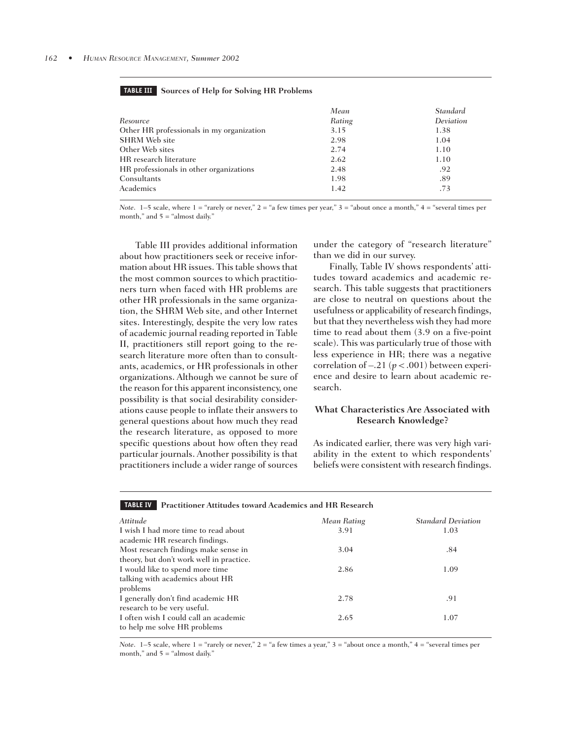**TABLE III Sources of Help for Solving HR Problems**

| Resource | Mean Rating | Standard Deviation |
|---|---|---|
| Other HR professionals in my organization | 3.15 | 1.38 |
| SHRM Web site | 2.98 | 1.04 |
| Other Web sites | 2.74 | 1.10 |
| HR research literature | 2.62 | 1.10 |
| HR professionals in other organizations | 2.48 | .92 |
| Consultants | 1.98 | .89 |
| Academics | 1.42 | .73 |

*Note*. 1–5 scale, where 1 = "rarely or never," 2 = "a few times per year," 3 = "about once a month," 4 = "several times per month," and 5 = "almost daily."

Table III provides additional information about how practitioners seek or receive information about HR issues. This table shows that the most common sources to which practitioners turn when faced with HR problems are other HR professionals in the same organization, the SHRM Web site, and other Internet sites. Interestingly, despite the very low rates of academic journal reading reported in Table II, practitioners still report going to the research literature more often than to consultants, academics, or HR professionals in other organizations. Although we cannot be sure of the reason for this apparent inconsistency, one possibility is that social desirability considerations cause people to inflate their answers to general questions about how much they read the research literature, as opposed to more specific questions about how often they read particular journals. Another possibility is that practitioners include a wider range of sources under the category of "research literature" than we did in our survey.

Finally, Table IV shows respondents' attitudes toward academics and academic research. This table suggests that practitioners are close to neutral on questions about the usefulness or applicability of research findings, but that they nevertheless wish they had more time to read about them (3.9 on a five-point scale). This was particularly true of those with less experience in HR; there was a negative correlation of $-.21$ ($p < .001$) between experience and desire to learn about academic research.

### What Characteristics Are Associated with Research Knowledge?

As indicated earlier, there was very high variability in the extent to which respondents' beliefs were consistent with research findings.

**TABLE IV Practitioner Attitudes toward Academics and HR Research**

| Attitude | Mean Rating | Standard Deviation |
|---|---|---|
| I wish I had more time to read about academic HR research findings. | 3.91 | 1.03 |
| Most research findings make sense in theory, but don't work well in practice. | 3.04 | .84 |
| I would like to spend more time talking with academics about HR problems | 2.86 | 1.09 |
| I generally don't find academic HR research to be very useful. | 2.78 | .91 |
| I often wish I could call an academic to help me solve HR problems | 2.65 | 1.07 |

*Note*. 1–5 scale, where 1 = "rarely or never," 2 = "a few times a year," 3 = "about once a month," 4 = "several times per month," and 5 = "almost daily."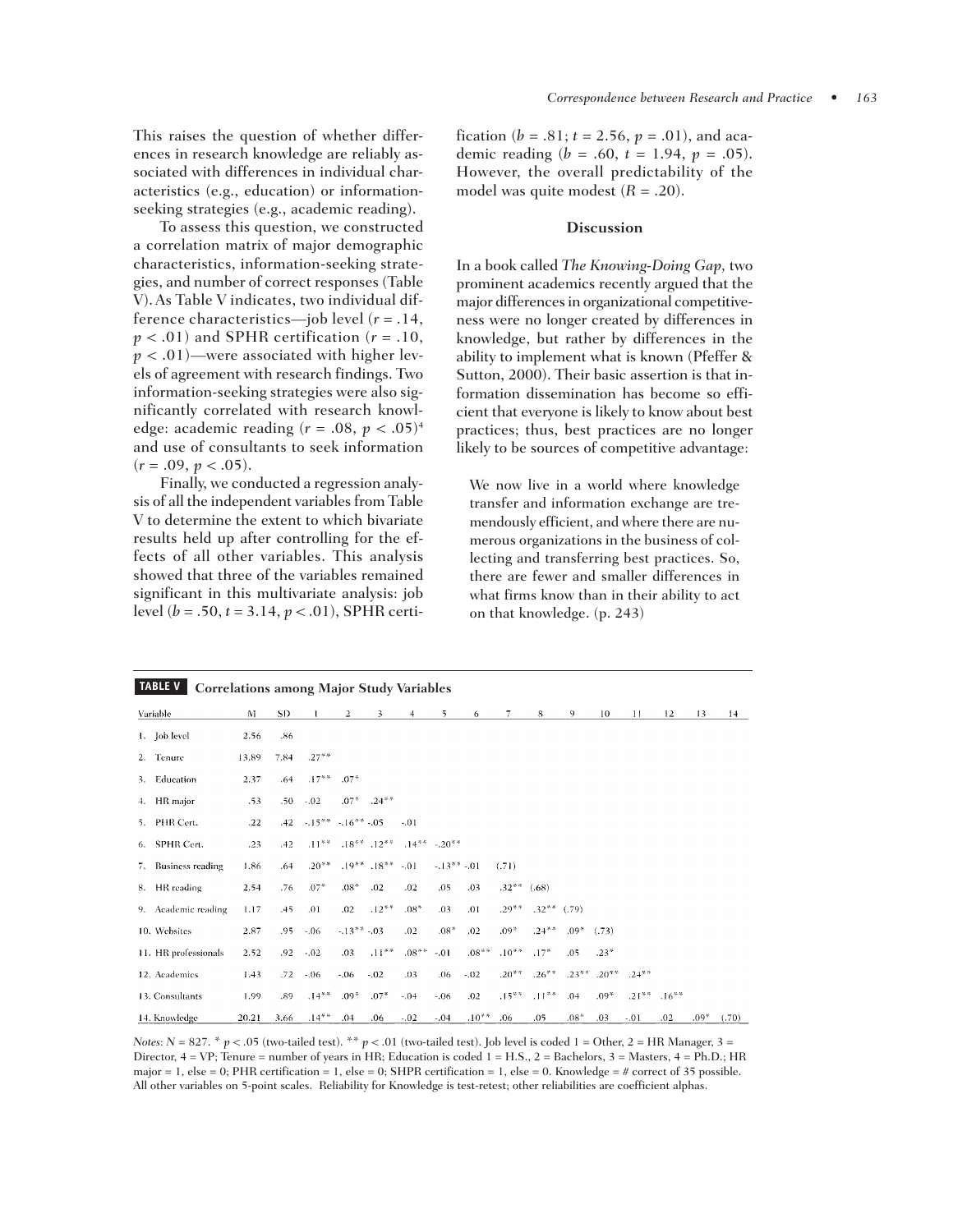This raises the question of whether differences in research knowledge are reliably associated with differences in individual characteristics (e.g., education) or information-seeking strategies (e.g., academic reading).

To assess this question, we constructed a correlation matrix of major demographic characteristics, information-seeking strategies, and number of correct responses (Table V). As Table V indicates, two individual difference characteristics—job level ($r = .14$, $p < .01$) and SPHR certification ($r = .10$, $p < .01$)—were associated with higher levels of agreement with research findings. Two information-seeking strategies were also significantly correlated with research knowledge: academic reading ($r = .08$, $p < .05$)[4] and use of consultants to seek information ($r = .09$, $p < .05$).

Finally, we conducted a regression analysis of all the independent variables from Table V to determine the extent to which bivariate results held up after controlling for the effects of all other variables. This analysis showed that three of the variables remained significant in this multivariate analysis: job level ($b = .50$, $t = 3.14$, $p < .01$), SPHR certification ($b = .81$; $t = 2.56$, $p = .01$), and academic reading ($b = .60$, $t = 1.94$, $p = .05$). However, the overall predictability of the model was quite modest ($R = .20$).

## Discussion

In a book called *The Knowing-Doing Gap,* two prominent academics recently argued that the major differences in organizational competitiveness were no longer created by differences in knowledge, but rather by differences in the ability to implement what is known (Pfeffer & Sutton, 2000). Their basic assertion is that information dissemination has become so efficient that everyone is likely to know about best practices; thus, best practices are no longer likely to be sources of competitive advantage:

> We now live in a world where knowledge transfer and information exchange are tremendously efficient, and where there are numerous organizations in the business of collecting and transferring best practices. So, there are fewer and smaller differences in what firms know than in their ability to act on that knowledge. (p. 243)

**TABLE V Correlations among Major Study Variables**

| Variable | M | SD | 1 | 2 | 3 | 4 | 5 | 6 | 7 | 8 | 9 | 10 | 11 | 12 | 13 | 14 |
|---|---|---|---|---|---|---|---|---|---|---|---|---|---|---|---|---|
| 1. Job level | 2.56 | .86 | | | | | | | | | | | | | | |
| 2. Tenure | 13.89 | 7.84 | .27** | | | | | | | | | | | | | |
| 3. Education | 2.37 | .64 | .17** | .07* | | | | | | | | | | | | |
| 4. HR major | .53 | .50 | -.02 | .07* | .24** | | | | | | | | | | | |
| 5. PHR Cert. | .22 | .42 | -.15** | -.16** | -.05 | -.01 | | | | | | | | | | |
| 6. SPHR Cert. | .23 | .42 | .11** | .18** | .12** | .14** | -.20** | | | | | | | | | |
| 7. Business reading | 1.86 | .64 | .20** | .19** | .18** | -.01 | -.13** | -.01 | (.71) | | | | | | | |
| 8. HR reading | 2.54 | .76 | .07* | .08* | .02 | .02 | .05 | .03 | .32** | (.68) | | | | | | |
| 9. Academic reading | 1.17 | .45 | .01 | .02 | .12** | .08* | .03 | .01 | .29** | .32** | (.79) | | | | | |
| 10. Websites | 2.87 | .95 | -.06 | -.13** | -.03 | .02 | .08* | .02 | .09* | .24** | .09* | (.73) | | | | |
| 11. HR professionals | 2.52 | .92 | -.02 | .03 | .11** | .08** | -.01 | .08** | .10** | .17* | .05 | .23* | | | | |
| 12. Academics | 1.43 | .72 | -.06 | -.06 | -.02 | .03 | .06 | -.02 | .20** | .26** | .23** | .20** | .24** | | | |
| 13. Consultants | 1.99 | .89 | .14** | .09* | .07* | -.04 | -.06 | .02 | .15** | .11** | .04 | .09* | .21** | .16** | | |
| 14. Knowledge | 20.21 | 3.66 | .14** | .04 | .06 | -.02 | -.04 | .10** | .06 | .05 | .08* | .03 | -.01 | .02 | .09* | (.70) |

*Notes*: $N = 827$. * $p < .05$ (two-tailed test). ** $p < .01$ (two-tailed test). Job level is coded 1 = Other, 2 = HR Manager, 3 = Director, 4 = VP; Tenure = number of years in HR; Education is coded 1 = H.S., 2 = Bachelors, 3 = Masters, 4 = Ph.D.; HR major = 1, else = 0; PHR certification = 1, else = 0; SHPR certification = 1, else = 0. Knowledge = # correct of 35 possible. All other variables on 5-point scales. Reliability for Knowledge is test-retest; other reliabilities are coefficient alphas.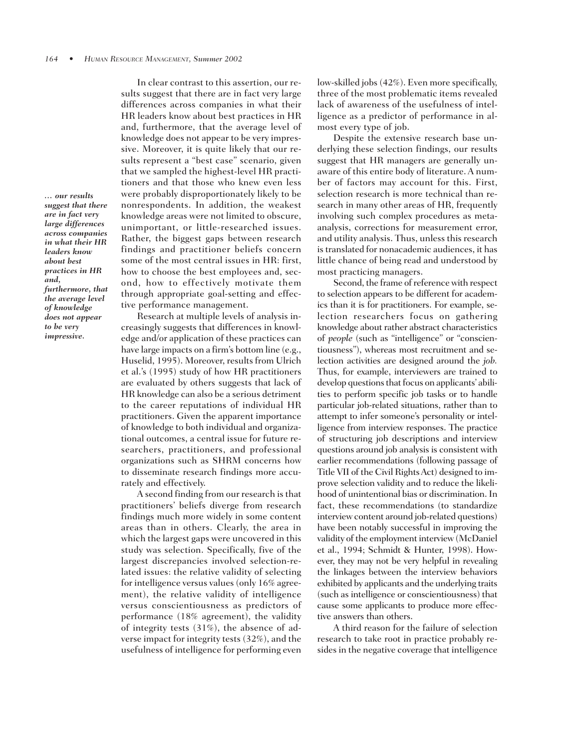In clear contrast to this assertion, our results suggest that there are in fact very large differences across companies in what their HR leaders know about best practices in HR and, furthermore, that the average level of knowledge does not appear to be very impressive. Moreover, it is quite likely that our results represent a "best case" scenario, given that we sampled the highest-level HR practitioners and that those who knew even less were probably disproportionately likely to be nonrespondents. In addition, the weakest knowledge areas were not limited to obscure, unimportant, or little-researched issues. Rather, the biggest gaps between research findings and practitioner beliefs concern some of the most central issues in HR: first, how to choose the best employees and, second, how to effectively motivate them through appropriate goal-setting and effective performance management.

*... our results suggest that there are in fact very large differences across companies in what their HR leaders know about best practices in HR and, furthermore, that the average level of knowledge does not appear to be very impressive.*

Research at multiple levels of analysis increasingly suggests that differences in knowledge and/or application of these practices can have large impacts on a firm's bottom line (e.g., Huselid, 1995). Moreover, results from Ulrich et al.'s (1995) study of how HR practitioners are evaluated by others suggests that lack of HR knowledge can also be a serious detriment to the career reputations of individual HR practitioners. Given the apparent importance of knowledge to both individual and organizational outcomes, a central issue for future researchers, practitioners, and professional organizations such as SHRM concerns how to disseminate research findings more accurately and effectively.

A second finding from our research is that practitioners' beliefs diverge from research findings much more widely in some content areas than in others. Clearly, the area in which the largest gaps were uncovered in this study was selection. Specifically, five of the largest discrepancies involved selection-related issues: the relative validity of selecting for intelligence versus values (only 16% agreement), the relative validity of intelligence versus conscientiousness as predictors of performance (18% agreement), the validity of integrity tests (31%), the absence of adverse impact for integrity tests (32%), and the usefulness of intelligence for performing even low-skilled jobs (42%). Even more specifically, three of the most problematic items revealed lack of awareness of the usefulness of intelligence as a predictor of performance in almost every type of job.

Despite the extensive research base underlying these selection findings, our results suggest that HR managers are generally unaware of this entire body of literature. A number of factors may account for this. First, selection research is more technical than research in many other areas of HR, frequently involving such complex procedures as meta-analysis, corrections for measurement error, and utility analysis. Thus, unless this research is translated for nonacademic audiences, it has little chance of being read and understood by most practicing managers.

Second, the frame of reference with respect to selection appears to be different for academics than it is for practitioners. For example, selection researchers focus on gathering knowledge about rather abstract characteristics of *people* (such as "intelligence" or "conscientiousness"), whereas most recruitment and selection activities are designed around the *job.* Thus, for example, interviewers are trained to develop questions that focus on applicants' abilities to perform specific job tasks or to handle particular job-related situations, rather than to attempt to infer someone's personality or intelligence from interview responses. The practice of structuring job descriptions and interview questions around job analysis is consistent with earlier recommendations (following passage of Title VII of the Civil Rights Act) designed to improve selection validity and to reduce the likelihood of unintentional bias or discrimination. In fact, these recommendations (to standardize interview content around job-related questions) have been notably successful in improving the validity of the employment interview (McDaniel et al., 1994; Schmidt & Hunter, 1998). However, they may not be very helpful in revealing the linkages between the interview behaviors exhibited by applicants and the underlying traits (such as intelligence or conscientiousness) that cause some applicants to produce more effective answers than others.

A third reason for the failure of selection research to take root in practice probably resides in the negative coverage that intelligence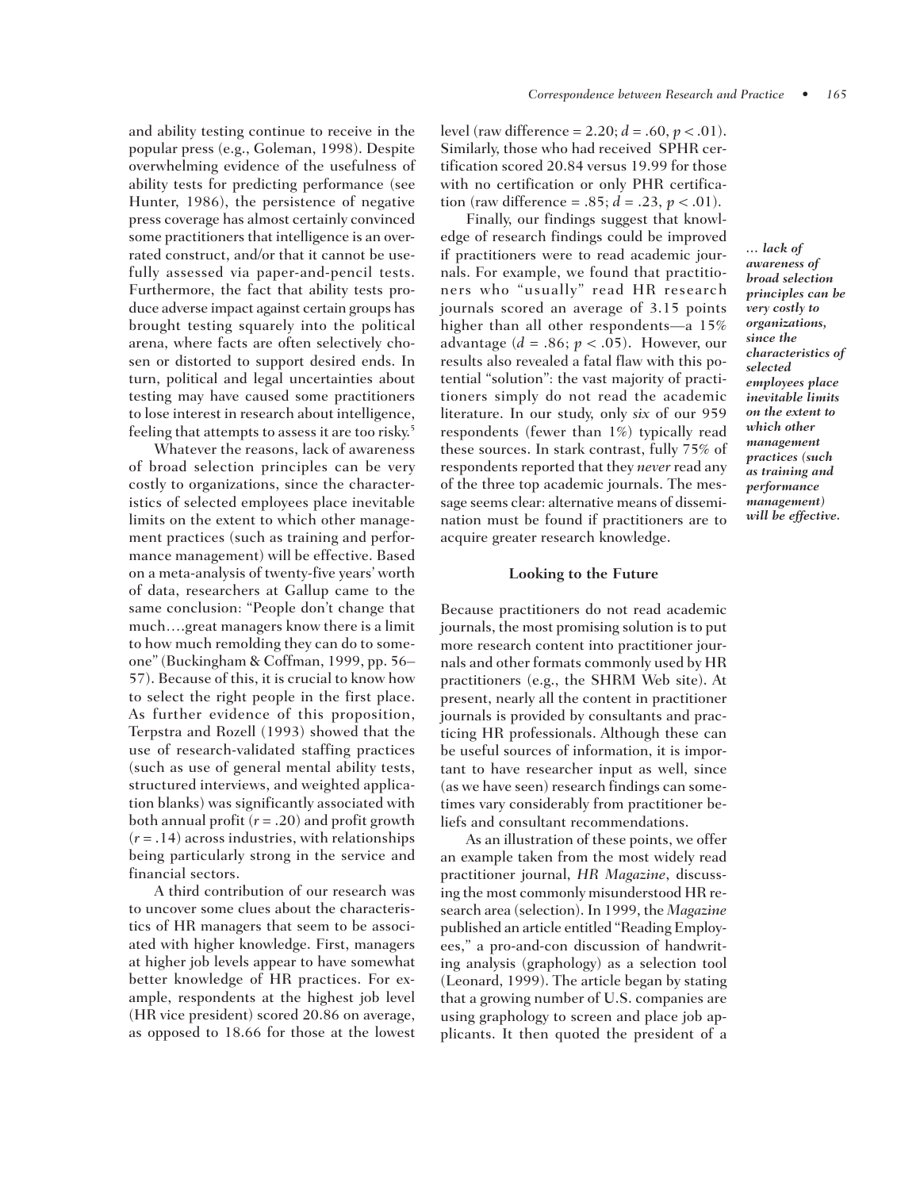and ability testing continue to receive in the popular press (e.g., Goleman, 1998). Despite overwhelming evidence of the usefulness of ability tests for predicting performance (see Hunter, 1986), the persistence of negative press coverage has almost certainly convinced some practitioners that intelligence is an overrated construct, and/or that it cannot be usefully assessed via paper-and-pencil tests. Furthermore, the fact that ability tests produce adverse impact against certain groups has brought testing squarely into the political arena, where facts are often selectively chosen or distorted to support desired ends. In turn, political and legal uncertainties about testing may have caused some practitioners to lose interest in research about intelligence, feeling that attempts to assess it are too risky.[5]

Whatever the reasons, lack of awareness of broad selection principles can be very costly to organizations, since the characteristics of selected employees place inevitable limits on the extent to which other management practices (such as training and performance management) will be effective. Based on a meta-analysis of twenty-five years' worth of data, researchers at Gallup came to the same conclusion: "People don't change that much….great managers know there is a limit to how much remolding they can do to someone" (Buckingham & Coffman, 1999, pp. 56–57). Because of this, it is crucial to know how to select the right people in the first place. As further evidence of this proposition, Terpstra and Rozell (1993) showed that the use of research-validated staffing practices (such as use of general mental ability tests, structured interviews, and weighted application blanks) was significantly associated with both annual profit ($r = .20$) and profit growth ($r = .14$) across industries, with relationships being particularly strong in the service and financial sectors.

A third contribution of our research was to uncover some clues about the characteristics of HR managers that seem to be associated with higher knowledge. First, managers at higher job levels appear to have somewhat better knowledge of HR practices. For example, respondents at the highest job level (HR vice president) scored 20.86 on average, as opposed to 18.66 for those at the lowest level (raw difference = 2.20; $d = .60$, $p < .01$). Similarly, those who had received SPHR certification scored 20.84 versus 19.99 for those with no certification or only PHR certification (raw difference = .85; $d = .23$, $p < .01$).

Finally, our findings suggest that knowledge of research findings could be improved if practitioners were to read academic journals. For example, we found that practitioners who "usually" read HR research journals scored an average of 3.15 points higher than all other respondents—a 15% advantage ($d = .86$; $p < .05$). However, our results also revealed a fatal flaw with this potential "solution": the vast majority of practitioners simply do not read the academic literature. In our study, only *six* of our 959 respondents (fewer than 1%) typically read these sources. In stark contrast, fully 75% of respondents reported that they *never* read any of the three top academic journals. The message seems clear: alternative means of dissemination must be found if practitioners are to acquire greater research knowledge.

***… lack of awareness of broad selection principles can be very costly to organizations, since the characteristics of selected employees place inevitable limits on the extent to which other management practices (such as training and performance management) will be effective.***

### Looking to the Future

Because practitioners do not read academic journals, the most promising solution is to put more research content into practitioner journals and other formats commonly used by HR practitioners (e.g., the SHRM Web site). At present, nearly all the content in practitioner journals is provided by consultants and practicing HR professionals. Although these can be useful sources of information, it is important to have researcher input as well, since (as we have seen) research findings can sometimes vary considerably from practitioner beliefs and consultant recommendations.

As an illustration of these points, we offer an example taken from the most widely read practitioner journal, *HR Magazine*, discussing the most commonly misunderstood HR research area (selection). In 1999, the *Magazine* published an article entitled "Reading Employees," a pro-and-con discussion of handwriting analysis (graphology) as a selection tool (Leonard, 1999). The article began by stating that a growing number of U.S. companies are using graphology to screen and place job applicants. It then quoted the president of a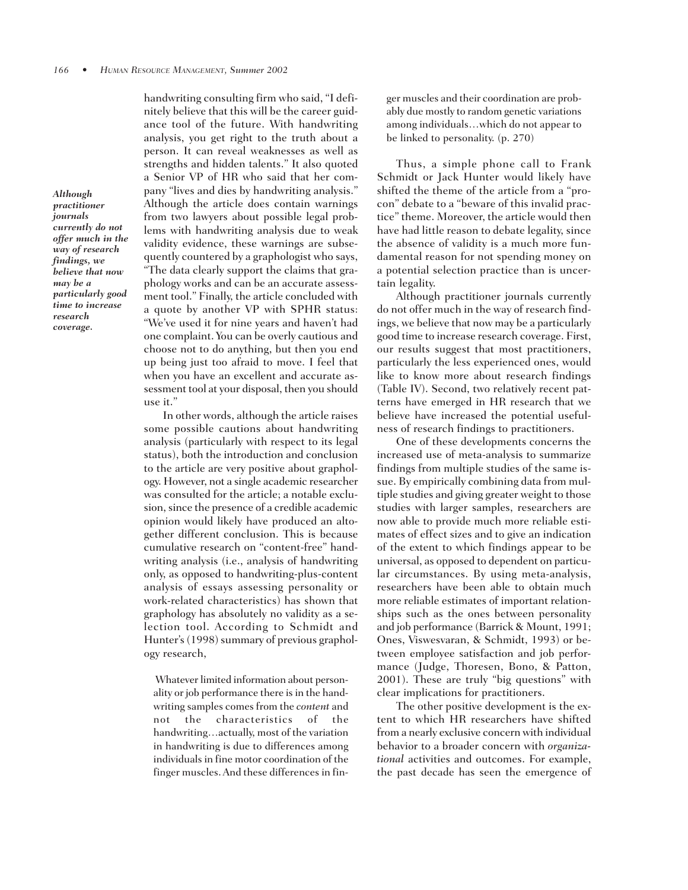handwriting consulting firm who said, "I definitely believe that this will be the career guidance tool of the future. With handwriting analysis, you get right to the truth about a person. It can reveal weaknesses as well as strengths and hidden talents." It also quoted a Senior VP of HR who said that her company "lives and dies by handwriting analysis." Although the article does contain warnings from two lawyers about possible legal problems with handwriting analysis due to weak validity evidence, these warnings are subsequently countered by a graphologist who says, "The data clearly support the claims that graphology works and can be an accurate assessment tool." Finally, the article concluded with a quote by another VP with SPHR status: "We've used it for nine years and haven't had one complaint. You can be overly cautious and choose not to do anything, but then you end up being just too afraid to move. I feel that when you have an excellent and accurate assessment tool at your disposal, then you should use it."

In other words, although the article raises some possible cautions about handwriting analysis (particularly with respect to its legal status), both the introduction and conclusion to the article are very positive about graphology. However, not a single academic researcher was consulted for the article; a notable exclusion, since the presence of a credible academic opinion would likely have produced an altogether different conclusion. This is because cumulative research on "content-free" handwriting analysis (i.e., analysis of handwriting only, as opposed to handwriting-plus-content analysis of essays assessing personality or work-related characteristics) has shown that graphology has absolutely no validity as a selection tool. According to Schmidt and Hunter's (1998) summary of previous graphology research,

> Whatever limited information about personality or job performance there is in the handwriting samples comes from the *content* and not the characteristics of the handwriting…actually, most of the variation in handwriting is due to differences among individuals in fine motor coordination of the finger muscles. And these differences in finger muscles and their coordination are probably due mostly to random genetic variations among individuals…which do not appear to be linked to personality. (p. 270)

Thus, a simple phone call to Frank Schmidt or Jack Hunter would likely have shifted the theme of the article from a "pro-con" debate to a "beware of this invalid practice" theme. Moreover, the article would then have had little reason to debate legality, since the absence of validity is a much more fundamental reason for not spending money on a potential selection practice than is uncertain legality.

*Although practitioner journals currently do not offer much in the way of research findings, we believe that now may be a particularly good time to increase research coverage.*

Although practitioner journals currently do not offer much in the way of research findings, we believe that now may be a particularly good time to increase research coverage. First, our results suggest that most practitioners, particularly the less experienced ones, would like to know more about research findings (Table IV). Second, two relatively recent patterns have emerged in HR research that we believe have increased the potential usefulness of research findings to practitioners.

One of these developments concerns the increased use of meta-analysis to summarize findings from multiple studies of the same issue. By empirically combining data from multiple studies and giving greater weight to those studies with larger samples, researchers are now able to provide much more reliable estimates of effect sizes and to give an indication of the extent to which findings appear to be universal, as opposed to dependent on particular circumstances. By using meta-analysis, researchers have been able to obtain much more reliable estimates of important relationships such as the ones between personality and job performance (Barrick & Mount, 1991; Ones, Viswesvaran, & Schmidt, 1993) or between employee satisfaction and job performance (Judge, Thoresen, Bono, & Patton, 2001). These are truly "big questions" with clear implications for practitioners.

The other positive development is the extent to which HR researchers have shifted from a nearly exclusive concern with individual behavior to a broader concern with *organizational* activities and outcomes. For example, the past decade has seen the emergence of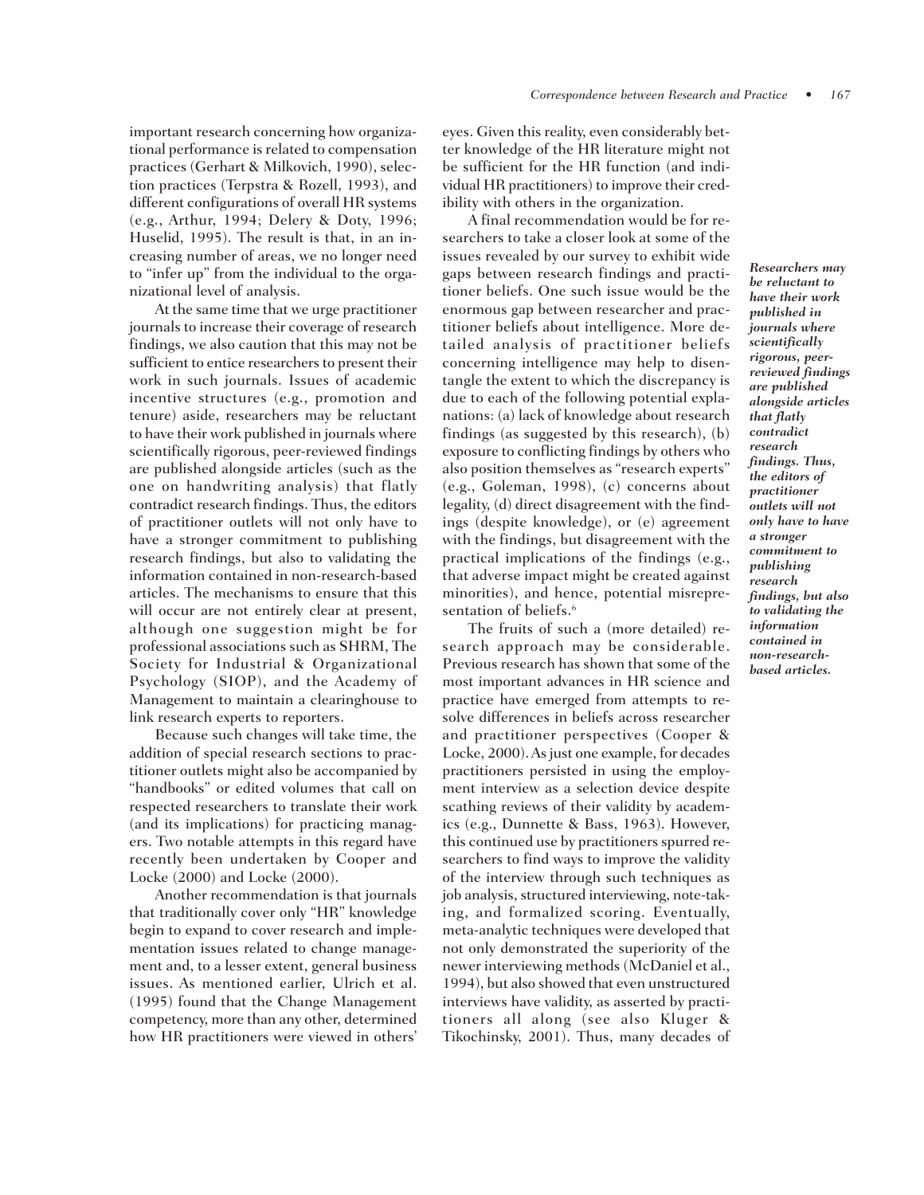important research concerning how organizational performance is related to compensation practices (Gerhart & Milkovich, 1990), selection practices (Terpstra & Rozell, 1993), and different configurations of overall HR systems (e.g., Arthur, 1994; Delery & Doty, 1996; Huselid, 1995). The result is that, in an increasing number of areas, we no longer need to "infer up" from the individual to the organizational level of analysis.

At the same time that we urge practitioner journals to increase their coverage of research findings, we also caution that this may not be sufficient to entice researchers to present their work in such journals. Issues of academic incentive structures (e.g., promotion and tenure) aside, researchers may be reluctant to have their work published in journals where scientifically rigorous, peer-reviewed findings are published alongside articles (such as the one on handwriting analysis) that flatly contradict research findings. Thus, the editors of practitioner outlets will not only have to have a stronger commitment to publishing research findings, but also to validating the information contained in non-research-based articles. The mechanisms to ensure that this will occur are not entirely clear at present, although one suggestion might be for professional associations such as SHRM, The Society for Industrial & Organizational Psychology (SIOP), and the Academy of Management to maintain a clearinghouse to link research experts to reporters.

Because such changes will take time, the addition of special research sections to practitioner outlets might also be accompanied by "handbooks" or edited volumes that call on respected researchers to translate their work (and its implications) for practicing managers. Two notable attempts in this regard have recently been undertaken by Cooper and Locke (2000) and Locke (2000).

Another recommendation is that journals that traditionally cover only "HR" knowledge begin to expand to cover research and implementation issues related to change management and, to a lesser extent, general business issues. As mentioned earlier, Ulrich et al. (1995) found that the Change Management competency, more than any other, determined how HR practitioners were viewed in others' eyes. Given this reality, even considerably better knowledge of the HR literature might not be sufficient for the HR function (and individual HR practitioners) to improve their credibility with others in the organization.

A final recommendation would be for researchers to take a closer look at some of the issues revealed by our survey to exhibit wide gaps between research findings and practitioner beliefs. One such issue would be the enormous gap between researcher and practitioner beliefs about intelligence. More detailed analysis of practitioner beliefs concerning intelligence may help to disentangle the extent to which the discrepancy is due to each of the following potential explanations: (a) lack of knowledge about research findings (as suggested by this research), (b) exposure to conflicting findings by others who also position themselves as "research experts" (e.g., Goleman, 1998), (c) concerns about legality, (d) direct disagreement with the findings (despite knowledge), or (e) agreement with the findings, but disagreement with the practical implications of the findings (e.g., that adverse impact might be created against minorities), and hence, potential misrepresentation of beliefs.[6]

*Researchers may be reluctant to have their work published in journals where scientifically rigorous, peer-reviewed findings are published alongside articles that flatly contradict research findings. Thus, the editors of practitioner outlets will not only have to have a stronger commitment to publishing research findings, but also to validating the information contained in non-research-based articles.*

The fruits of such a (more detailed) research approach may be considerable. Previous research has shown that some of the most important advances in HR science and practice have emerged from attempts to resolve differences in beliefs across researcher and practitioner perspectives (Cooper & Locke, 2000). As just one example, for decades practitioners persisted in using the employment interview as a selection device despite scathing reviews of their validity by academics (e.g., Dunnette & Bass, 1963). However, this continued use by practitioners spurred researchers to find ways to improve the validity of the interview through such techniques as job analysis, structured interviewing, note-taking, and formalized scoring. Eventually, meta-analytic techniques were developed that not only demonstrated the superiority of the newer interviewing methods (McDaniel et al., 1994), but also showed that even unstructured interviews have validity, as asserted by practitioners all along (see also Kluger & Tikochinsky, 2001). Thus, many decades of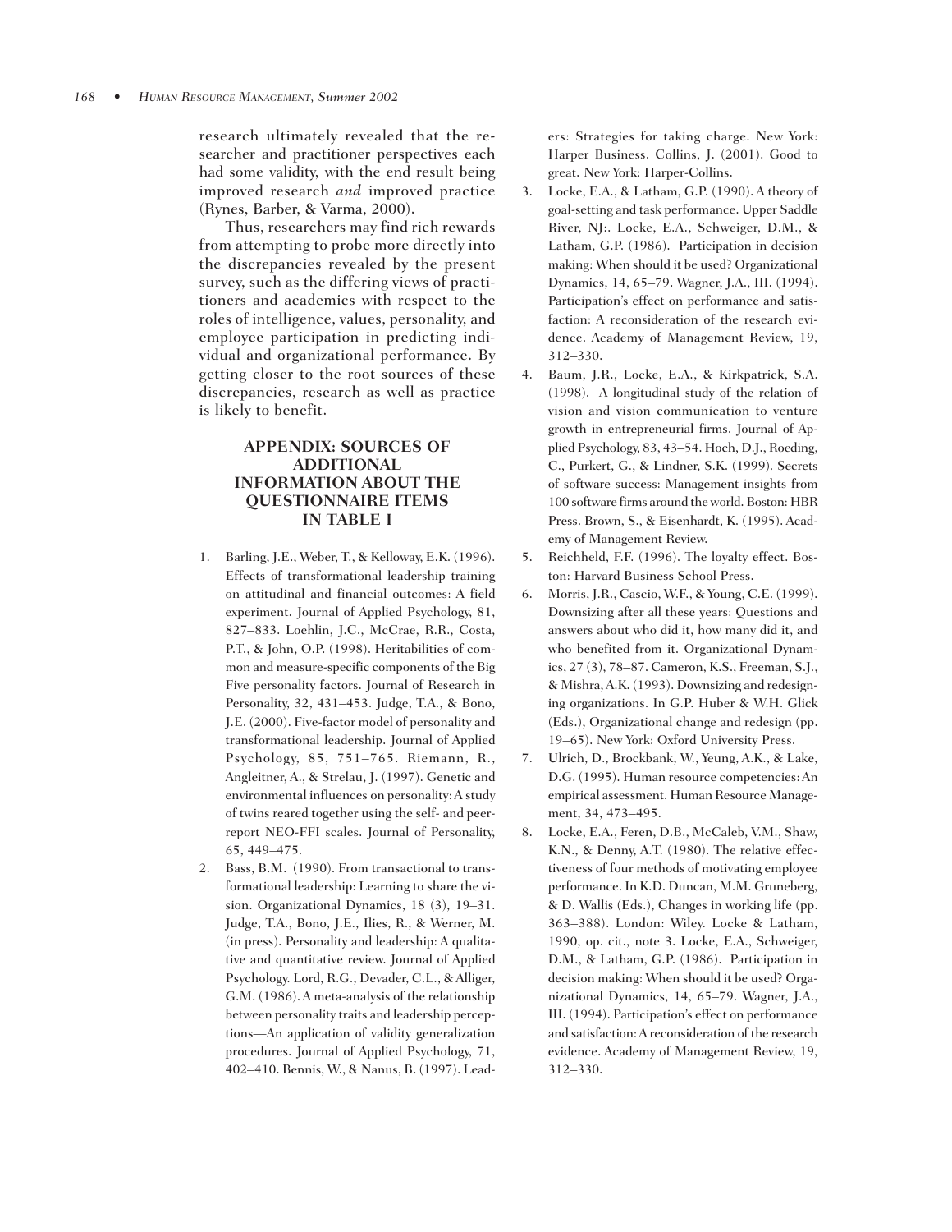research ultimately revealed that the researcher and practitioner perspectives each had some validity, with the end result being improved research *and* improved practice (Rynes, Barber, & Varma, 2000).

Thus, researchers may find rich rewards from attempting to probe more directly into the discrepancies revealed by the present survey, such as the differing views of practitioners and academics with respect to the roles of intelligence, values, personality, and employee participation in predicting individual and organizational performance. By getting closer to the root sources of these discrepancies, research as well as practice is likely to benefit.

## APPENDIX: SOURCES OF ADDITIONAL INFORMATION ABOUT THE QUESTIONNAIRE ITEMS IN TABLE I

1. Barling, J.E., Weber, T., & Kelloway, E.K. (1996). Effects of transformational leadership training on attitudinal and financial outcomes: A field experiment. Journal of Applied Psychology, 81, 827–833. Loehlin, J.C., McCrae, R.R., Costa, P.T., & John, O.P. (1998). Heritabilities of common and measure-specific components of the Big Five personality factors. Journal of Research in Personality, 32, 431–453. Judge, T.A., & Bono, J.E. (2000). Five-factor model of personality and transformational leadership. Journal of Applied Psychology, 85, 751–765. Riemann, R., Angleitner, A., & Strelau, J. (1997). Genetic and environmental influences on personality: A study of twins reared together using the self- and peer-report NEO-FFI scales. Journal of Personality, 65, 449–475.
2. Bass, B.M. (1990). From transactional to transformational leadership: Learning to share the vision. Organizational Dynamics, 18 (3), 19–31. Judge, T.A., Bono, J.E., Ilies, R., & Werner, M. (in press). Personality and leadership: A qualitative and quantitative review. Journal of Applied Psychology. Lord, R.G., Devader, C.L., & Alliger, G.M. (1986). A meta-analysis of the relationship between personality traits and leadership perceptions—An application of validity generalization procedures. Journal of Applied Psychology, 71, 402–410. Bennis, W., & Nanus, B. (1997). Leaders: Strategies for taking charge. New York: Harper Business. Collins, J. (2001). Good to great. New York: Harper-Collins.
3. Locke, E.A., & Latham, G.P. (1990). A theory of goal-setting and task performance. Upper Saddle River, NJ:. Locke, E.A., Schweiger, D.M., & Latham, G.P. (1986). Participation in decision making: When should it be used? Organizational Dynamics, 14, 65–79. Wagner, J.A., III. (1994). Participation's effect on performance and satisfaction: A reconsideration of the research evidence. Academy of Management Review, 19, 312–330.
4. Baum, J.R., Locke, E.A., & Kirkpatrick, S.A. (1998). A longitudinal study of the relation of vision and vision communication to venture growth in entrepreneurial firms. Journal of Applied Psychology, 83, 43–54. Hoch, D.J., Roeding, C., Purkert, G., & Lindner, S.K. (1999). Secrets of software success: Management insights from 100 software firms around the world. Boston: HBR Press. Brown, S., & Eisenhardt, K. (1995). Academy of Management Review.
5. Reichheld, F.F. (1996). The loyalty effect. Boston: Harvard Business School Press.
6. Morris, J.R., Cascio, W.F., & Young, C.E. (1999). Downsizing after all these years: Questions and answers about who did it, how many did it, and who benefited from it. Organizational Dynamics, 27 (3), 78–87. Cameron, K.S., Freeman, S.J., & Mishra, A.K. (1993). Downsizing and redesigning organizations. In G.P. Huber & W.H. Glick (Eds.), Organizational change and redesign (pp. 19–65). New York: Oxford University Press.
7. Ulrich, D., Brockbank, W., Yeung, A.K., & Lake, D.G. (1995). Human resource competencies: An empirical assessment. Human Resource Management, 34, 473–495.
8. Locke, E.A., Feren, D.B., McCaleb, V.M., Shaw, K.N., & Denny, A.T. (1980). The relative effectiveness of four methods of motivating employee performance. In K.D. Duncan, M.M. Gruneberg, & D. Wallis (Eds.), Changes in working life (pp. 363–388). London: Wiley. Locke & Latham, 1990, op. cit., note 3. Locke, E.A., Schweiger, D.M., & Latham, G.P. (1986). Participation in decision making: When should it be used? Organizational Dynamics, 14, 65–79. Wagner, J.A., III. (1994). Participation's effect on performance and satisfaction: A reconsideration of the research evidence. Academy of Management Review, 19, 312–330.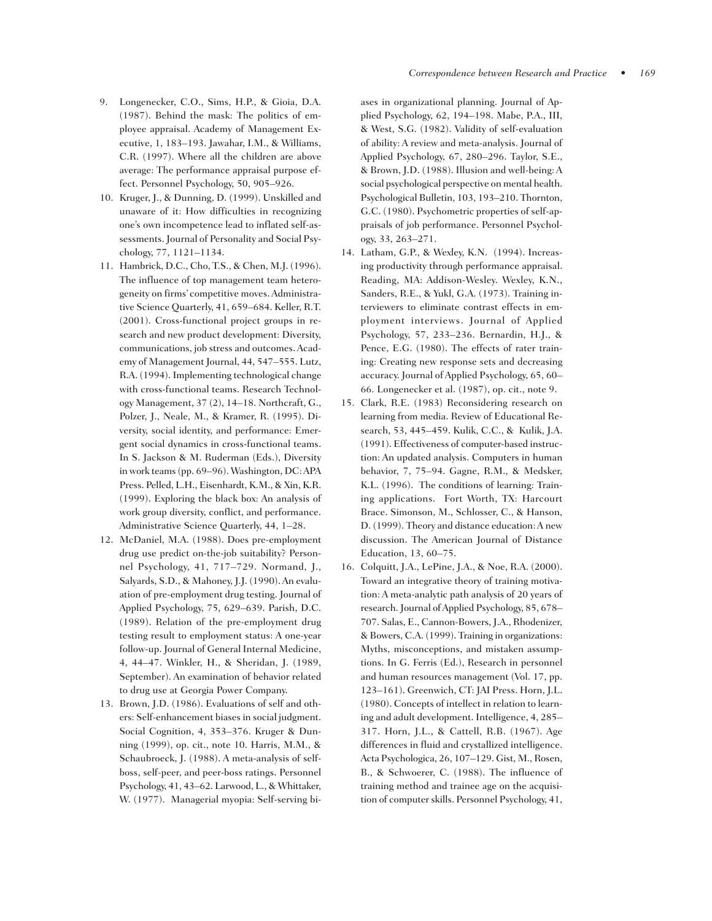9. Longenecker, C.O., Sims, H.P., & Gioia, D.A. (1987). Behind the mask: The politics of employee appraisal. Academy of Management Executive, 1, 183–193. Jawahar, I.M., & Williams, C.R. (1997). Where all the children are above average: The performance appraisal purpose effect. Personnel Psychology, 50, 905–926.
10. Kruger, J., & Dunning, D. (1999). Unskilled and unaware of it: How difficulties in recognizing one's own incompetence lead to inflated self-assessments. Journal of Personality and Social Psychology, 77, 1121–1134.
11. Hambrick, D.C., Cho, T.S., & Chen, M.J. (1996). The influence of top management team heterogeneity on firms' competitive moves. Administrative Science Quarterly, 41, 659–684. Keller, R.T. (2001). Cross-functional project groups in research and new product development: Diversity, communications, job stress and outcomes. Academy of Management Journal, 44, 547–555. Lutz, R.A. (1994). Implementing technological change with cross-functional teams. Research Technology Management, 37 (2), 14–18. Northcraft, G., Polzer, J., Neale, M., & Kramer, R. (1995). Diversity, social identity, and performance: Emergent social dynamics in cross-functional teams. In S. Jackson & M. Ruderman (Eds.), Diversity in work teams (pp. 69–96). Washington, DC: APA Press. Pelled, L.H., Eisenhardt, K.M., & Xin, K.R. (1999). Exploring the black box: An analysis of work group diversity, conflict, and performance. Administrative Science Quarterly, 44, 1–28.
12. McDaniel, M.A. (1988). Does pre-employment drug use predict on-the-job suitability? Personnel Psychology, 41, 717–729. Normand, J., Salyards, S.D., & Mahoney, J.J. (1990). An evaluation of pre-employment drug testing. Journal of Applied Psychology, 75, 629–639. Parish, D.C. (1989). Relation of the pre-employment drug testing result to employment status: A one-year follow-up. Journal of General Internal Medicine, 4, 44–47. Winkler, H., & Sheridan, J. (1989, September). An examination of behavior related to drug use at Georgia Power Company.
13. Brown, J.D. (1986). Evaluations of self and others: Self-enhancement biases in social judgment. Social Cognition, 4, 353–376. Kruger & Dunning (1999), op. cit., note 10. Harris, M.M., & Schaubroeck, J. (1988). A meta-analysis of self-boss, self-peer, and peer-boss ratings. Personnel Psychology, 41, 43–62. Larwood, L., & Whittaker, W. (1977). Managerial myopia: Self-serving biases in organizational planning. Journal of Applied Psychology, 62, 194–198. Mabe, P.A., III, & West, S.G. (1982). Validity of self-evaluation of ability: A review and meta-analysis. Journal of Applied Psychology, 67, 280–296. Taylor, S.E., & Brown, J.D. (1988). Illusion and well-being: A social psychological perspective on mental health. Psychological Bulletin, 103, 193–210. Thornton, G.C. (1980). Psychometric properties of self-appraisals of job performance. Personnel Psychology, 33, 263–271.
14. Latham, G.P., & Wexley, K.N. (1994). Increasing productivity through performance appraisal. Reading, MA: Addison-Wesley. Wexley, K.N., Sanders, R.E., & Yukl, G.A. (1973). Training interviewers to eliminate contrast effects in employment interviews. Journal of Applied Psychology, 57, 233–236. Bernardin, H.J., & Pence, E.G. (1980). The effects of rater training: Creating new response sets and decreasing accuracy. Journal of Applied Psychology, 65, 60–66. Longenecker et al. (1987), op. cit., note 9.
15. Clark, R.E. (1983) Reconsidering research on learning from media. Review of Educational Research, 53, 445–459. Kulik, C.C., & Kulik, J.A. (1991). Effectiveness of computer-based instruction: An updated analysis. Computers in human behavior, 7, 75–94. Gagne, R.M., & Medsker, K.L. (1996). The conditions of learning: Training applications. Fort Worth, TX: Harcourt Brace. Simonson, M., Schlosser, C., & Hanson, D. (1999). Theory and distance education: A new discussion. The American Journal of Distance Education, 13, 60–75.
16. Colquitt, J.A., LePine, J.A., & Noe, R.A. (2000). Toward an integrative theory of training motivation: A meta-analytic path analysis of 20 years of research. Journal of Applied Psychology, 85, 678–707. Salas, E., Cannon-Bowers, J.A., Rhodenizer, & Bowers, C.A. (1999). Training in organizations: Myths, misconceptions, and mistaken assumptions. In G. Ferris (Ed.), Research in personnel and human resources management (Vol. 17, pp. 123–161). Greenwich, CT: JAI Press. Horn, J.L. (1980). Concepts of intellect in relation to learning and adult development. Intelligence, 4, 285–317. Horn, J.L., & Cattell, R.B. (1967). Age differences in fluid and crystallized intelligence. Acta Psychologica, 26, 107–129. Gist, M., Rosen, B., & Schwoerer, C. (1988). The influence of training method and trainee age on the acquisition of computer skills. Personnel Psychology, 41,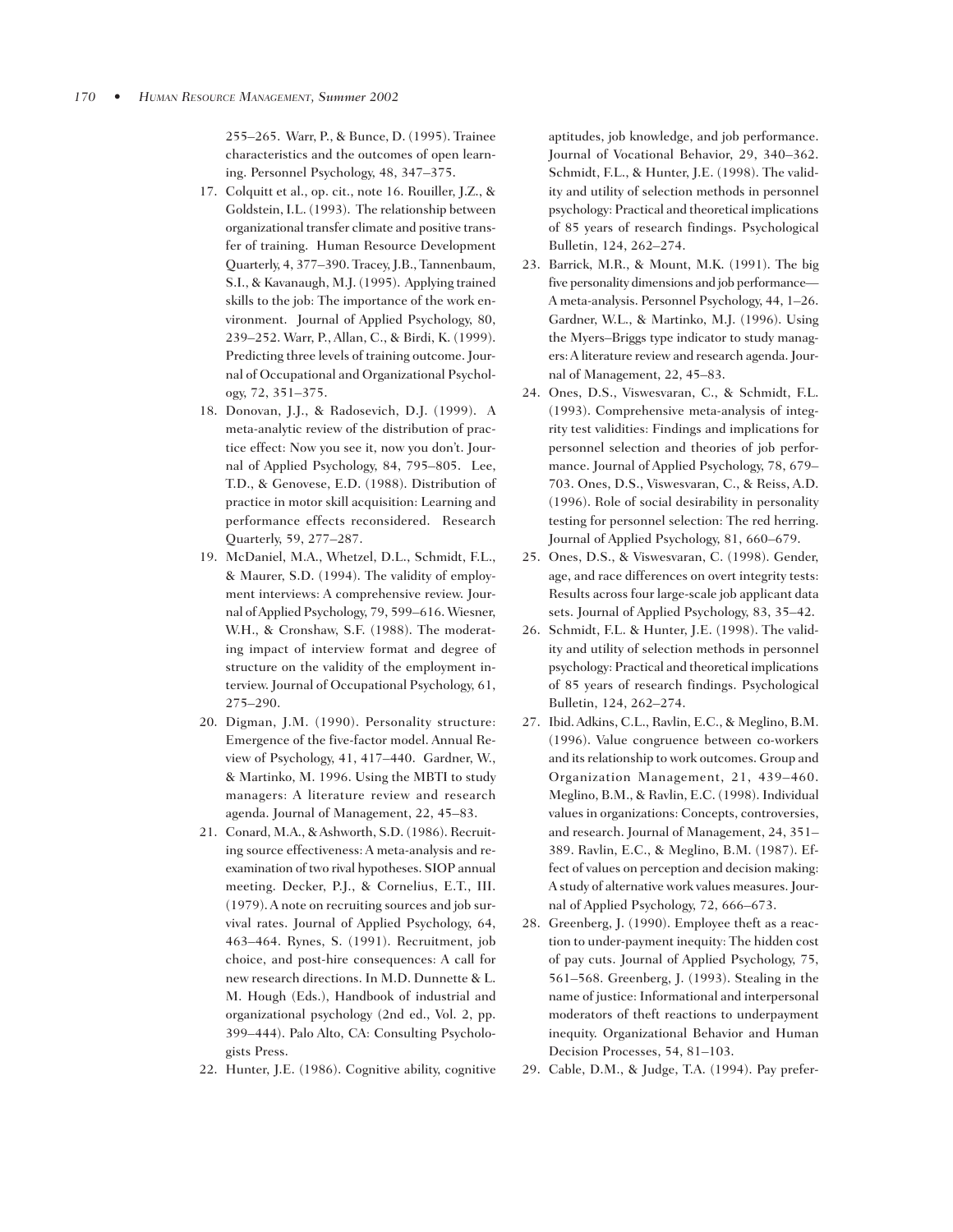255–265. Warr, P., & Bunce, D. (1995). Trainee characteristics and the outcomes of open learning. Personnel Psychology, 48, 347–375.

17. Colquitt et al., op. cit., note 16. Rouiller, J.Z., & Goldstein, I.L. (1993). The relationship between organizational transfer climate and positive transfer of training. Human Resource Development Quarterly, 4, 377–390. Tracey, J.B., Tannenbaum, S.I., & Kavanaugh, M.J. (1995). Applying trained skills to the job: The importance of the work environment. Journal of Applied Psychology, 80, 239–252. Warr, P., Allan, C., & Birdi, K. (1999). Predicting three levels of training outcome. Journal of Occupational and Organizational Psychology, 72, 351–375.
18. Donovan, J.J., & Radosevich, D.J. (1999). A meta-analytic review of the distribution of practice effect: Now you see it, now you don't. Journal of Applied Psychology, 84, 795–805. Lee, T.D., & Genovese, E.D. (1988). Distribution of practice in motor skill acquisition: Learning and performance effects reconsidered. Research Quarterly, 59, 277–287.
19. McDaniel, M.A., Whetzel, D.L., Schmidt, F.L., & Maurer, S.D. (1994). The validity of employment interviews: A comprehensive review. Journal of Applied Psychology, 79, 599–616. Wiesner, W.H., & Cronshaw, S.F. (1988). The moderating impact of interview format and degree of structure on the validity of the employment interview. Journal of Occupational Psychology, 61, 275–290.
20. Digman, J.M. (1990). Personality structure: Emergence of the five-factor model. Annual Review of Psychology, 41, 417–440. Gardner, W., & Martinko, M. 1996. Using the MBTI to study managers: A literature review and research agenda. Journal of Management, 22, 45–83.
21. Conard, M.A., & Ashworth, S.D. (1986). Recruiting source effectiveness: A meta-analysis and reexamination of two rival hypotheses. SIOP annual meeting. Decker, P.J., & Cornelius, E.T., III. (1979). A note on recruiting sources and job survival rates. Journal of Applied Psychology, 64, 463–464. Rynes, S. (1991). Recruitment, job choice, and post-hire consequences: A call for new research directions. In M.D. Dunnette & L. M. Hough (Eds.), Handbook of industrial and organizational psychology (2nd ed., Vol. 2, pp. 399–444). Palo Alto, CA: Consulting Psychologists Press.
22. Hunter, J.E. (1986). Cognitive ability, cognitive aptitudes, job knowledge, and job performance. Journal of Vocational Behavior, 29, 340–362. Schmidt, F.L., & Hunter, J.E. (1998). The validity and utility of selection methods in personnel psychology: Practical and theoretical implications of 85 years of research findings. Psychological Bulletin, 124, 262–274.
23. Barrick, M.R., & Mount, M.K. (1991). The big five personality dimensions and job performance—A meta-analysis. Personnel Psychology, 44, 1–26. Gardner, W.L., & Martinko, M.J. (1996). Using the Myers–Briggs type indicator to study managers: A literature review and research agenda. Journal of Management, 22, 45–83.
24. Ones, D.S., Viswesvaran, C., & Schmidt, F.L. (1993). Comprehensive meta-analysis of integrity test validities: Findings and implications for personnel selection and theories of job performance. Journal of Applied Psychology, 78, 679–703. Ones, D.S., Viswesvaran, C., & Reiss, A.D. (1996). Role of social desirability in personality testing for personnel selection: The red herring. Journal of Applied Psychology, 81, 660–679.
25. Ones, D.S., & Viswesvaran, C. (1998). Gender, age, and race differences on overt integrity tests: Results across four large-scale job applicant data sets. Journal of Applied Psychology, 83, 35–42.
26. Schmidt, F.L. & Hunter, J.E. (1998). The validity and utility of selection methods in personnel psychology: Practical and theoretical implications of 85 years of research findings. Psychological Bulletin, 124, 262–274.
27. Ibid. Adkins, C.L., Ravlin, E.C., & Meglino, B.M. (1996). Value congruence between co-workers and its relationship to work outcomes. Group and Organization Management, 21, 439–460. Meglino, B.M., & Ravlin, E.C. (1998). Individual values in organizations: Concepts, controversies, and research. Journal of Management, 24, 351–389. Ravlin, E.C., & Meglino, B.M. (1987). Effect of values on perception and decision making: A study of alternative work values measures. Journal of Applied Psychology, 72, 666–673.
28. Greenberg, J. (1990). Employee theft as a reaction to under-payment inequity: The hidden cost of pay cuts. Journal of Applied Psychology, 75, 561–568. Greenberg, J. (1993). Stealing in the name of justice: Informational and interpersonal moderators of theft reactions to underpayment inequity. Organizational Behavior and Human Decision Processes, 54, 81–103.
29. Cable, D.M., & Judge, T.A. (1994). Pay prefer-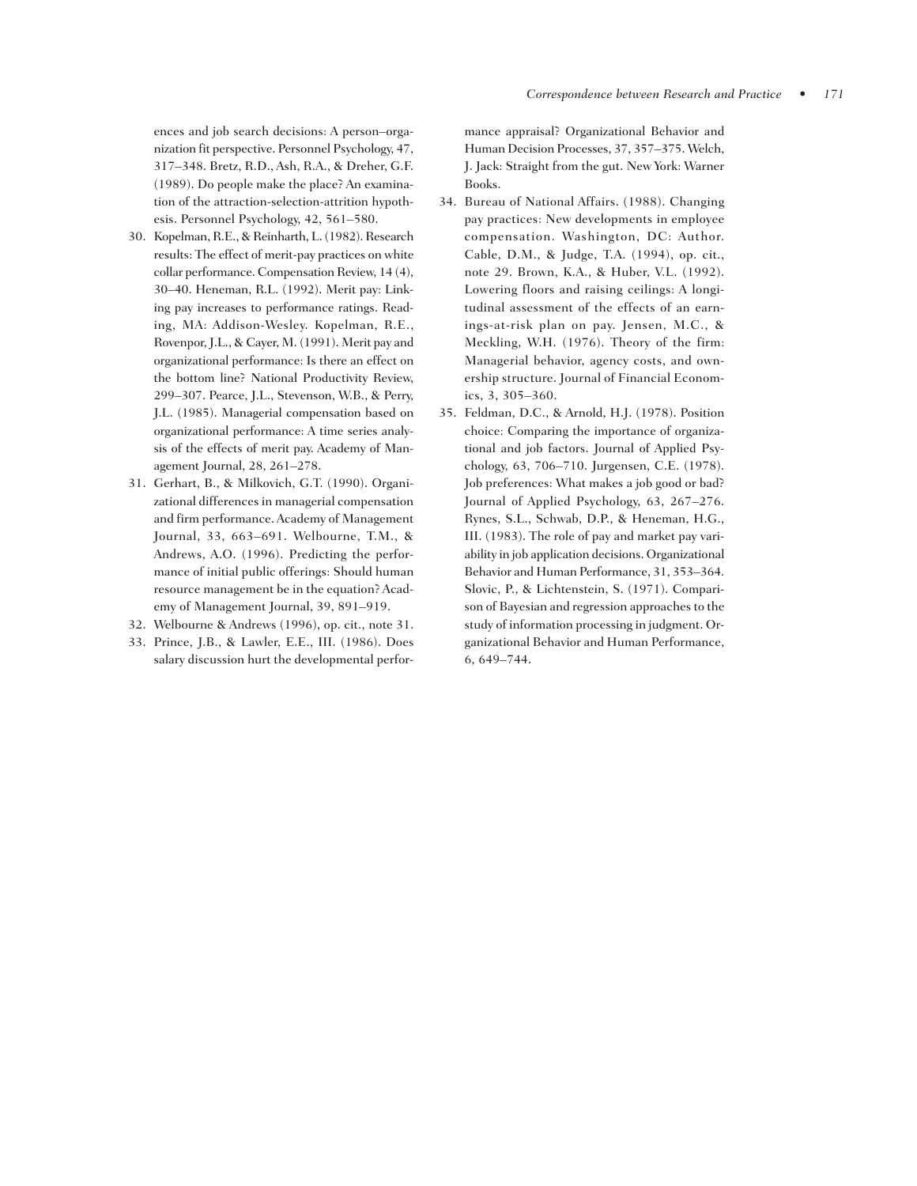ences and job search decisions: A person–organization fit perspective. Personnel Psychology, 47, 317–348. Bretz, R.D., Ash, R.A., & Dreher, G.F. (1989). Do people make the place? An examination of the attraction-selection-attrition hypothesis. Personnel Psychology, 42, 561–580.

30. Kopelman, R.E., & Reinharth, L. (1982). Research results: The effect of merit-pay practices on white collar performance. Compensation Review, 14 (4), 30–40. Heneman, R.L. (1992). Merit pay: Linking pay increases to performance ratings. Reading, MA: Addison-Wesley. Kopelman, R.E., Rovenpor, J.L., & Cayer, M. (1991). Merit pay and organizational performance: Is there an effect on the bottom line? National Productivity Review, 299–307. Pearce, J.L., Stevenson, W.B., & Perry, J.L. (1985). Managerial compensation based on organizational performance: A time series analysis of the effects of merit pay. Academy of Management Journal, 28, 261–278.
31. Gerhart, B., & Milkovich, G.T. (1990). Organizational differences in managerial compensation and firm performance. Academy of Management Journal, 33, 663–691. Welbourne, T.M., & Andrews, A.O. (1996). Predicting the performance of initial public offerings: Should human resource management be in the equation? Academy of Management Journal, 39, 891–919.
32. Welbourne & Andrews (1996), op. cit., note 31.
33. Prince, J.B., & Lawler, E.E., III. (1986). Does salary discussion hurt the developmental performance appraisal? Organizational Behavior and Human Decision Processes, 37, 357–375. Welch, J. Jack: Straight from the gut. New York: Warner Books.
34. Bureau of National Affairs. (1988). Changing pay practices: New developments in employee compensation. Washington, DC: Author. Cable, D.M., & Judge, T.A. (1994), op. cit., note 29. Brown, K.A., & Huber, V.L. (1992). Lowering floors and raising ceilings: A longitudinal assessment of the effects of an earnings-at-risk plan on pay. Jensen, M.C., & Meckling, W.H. (1976). Theory of the firm: Managerial behavior, agency costs, and ownership structure. Journal of Financial Economics, 3, 305–360.
35. Feldman, D.C., & Arnold, H.J. (1978). Position choice: Comparing the importance of organizational and job factors. Journal of Applied Psychology, 63, 706–710. Jurgensen, C.E. (1978). Job preferences: What makes a job good or bad? Journal of Applied Psychology, 63, 267–276. Rynes, S.L., Schwab, D.P., & Heneman, H.G., III. (1983). The role of pay and market pay variability in job application decisions. Organizational Behavior and Human Performance, 31, 353–364. Slovic, P., & Lichtenstein, S. (1971). Comparison of Bayesian and regression approaches to the study of information processing in judgment. Organizational Behavior and Human Performance, 6, 649–744.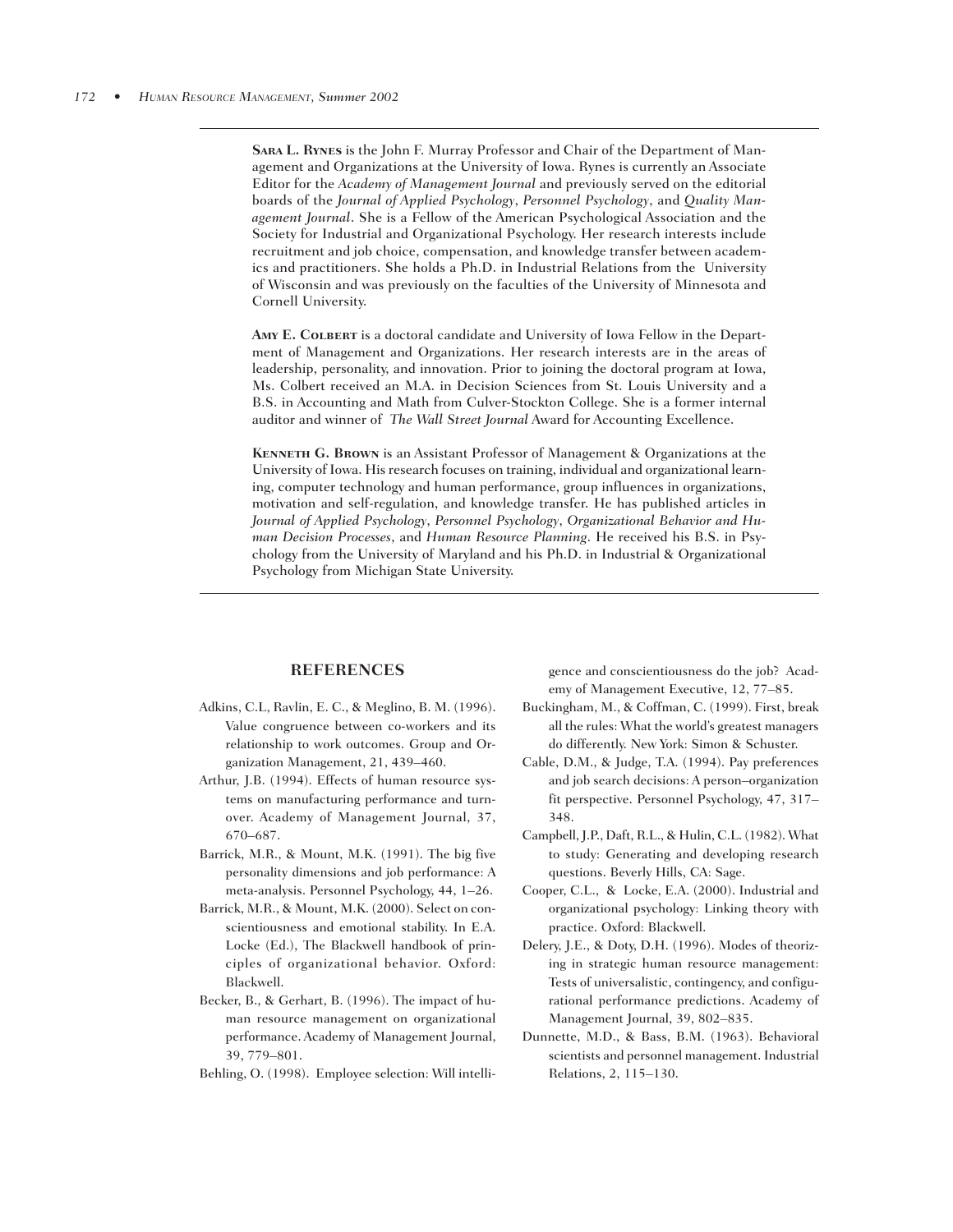**Sara L. Rynes** is the John F. Murray Professor and Chair of the Department of Management and Organizations at the University of Iowa. Rynes is currently an Associate Editor for the *Academy of Management Journal* and previously served on the editorial boards of the *Journal of Applied Psychology*, *Personnel Psychology*, and *Quality Management Journal*. She is a Fellow of the American Psychological Association and the Society for Industrial and Organizational Psychology. Her research interests include recruitment and job choice, compensation, and knowledge transfer between academics and practitioners. She holds a Ph.D. in Industrial Relations from the University of Wisconsin and was previously on the faculties of the University of Minnesota and Cornell University.

**Amy E. Colbert** is a doctoral candidate and University of Iowa Fellow in the Department of Management and Organizations. Her research interests are in the areas of leadership, personality, and innovation. Prior to joining the doctoral program at Iowa, Ms. Colbert received an M.A. in Decision Sciences from St. Louis University and a B.S. in Accounting and Math from Culver-Stockton College. She is a former internal auditor and winner of *The Wall Street Journal* Award for Accounting Excellence.

**Kenneth G. Brown** is an Assistant Professor of Management & Organizations at the University of Iowa. His research focuses on training, individual and organizational learning, computer technology and human performance, group influences in organizations, motivation and self-regulation, and knowledge transfer. He has published articles in *Journal of Applied Psychology*, *Personnel Psychology*, *Organizational Behavior and Human Decision Processes*, and *Human Resource Planning*. He received his B.S. in Psychology from the University of Maryland and his Ph.D. in Industrial & Organizational Psychology from Michigan State University.

## REFERENCES

Adkins, C.L, Ravlin, E. C., & Meglino, B. M. (1996). Value congruence between co-workers and its relationship to work outcomes. Group and Organization Management, 21, 439–460.

Arthur, J.B. (1994). Effects of human resource systems on manufacturing performance and turnover. Academy of Management Journal, 37, 670–687.

Barrick, M.R., & Mount, M.K. (1991). The big five personality dimensions and job performance: A meta-analysis. Personnel Psychology, 44, 1–26.

Barrick, M.R., & Mount, M.K. (2000). Select on conscientiousness and emotional stability. In E.A. Locke (Ed.), The Blackwell handbook of principles of organizational behavior. Oxford: Blackwell.

Becker, B., & Gerhart, B. (1996). The impact of human resource management on organizational performance. Academy of Management Journal, 39, 779–801.

Behling, O. (1998). Employee selection: Will intelligence and conscientiousness do the job? Academy of Management Executive, 12, 77–85.

Buckingham, M., & Coffman, C. (1999). First, break all the rules: What the world's greatest managers do differently. New York: Simon & Schuster.

Cable, D.M., & Judge, T.A. (1994). Pay preferences and job search decisions: A person–organization fit perspective. Personnel Psychology, 47, 317–348.

Campbell, J.P., Daft, R.L., & Hulin, C.L. (1982). What to study: Generating and developing research questions. Beverly Hills, CA: Sage.

Cooper, C.L., & Locke, E.A. (2000). Industrial and organizational psychology: Linking theory with practice. Oxford: Blackwell.

Delery, J.E., & Doty, D.H. (1996). Modes of theorizing in strategic human resource management: Tests of universalistic, contingency, and configurational performance predictions. Academy of Management Journal, 39, 802–835.

Dunnette, M.D., & Bass, B.M. (1963). Behavioral scientists and personnel management. Industrial Relations, 2, 115–130.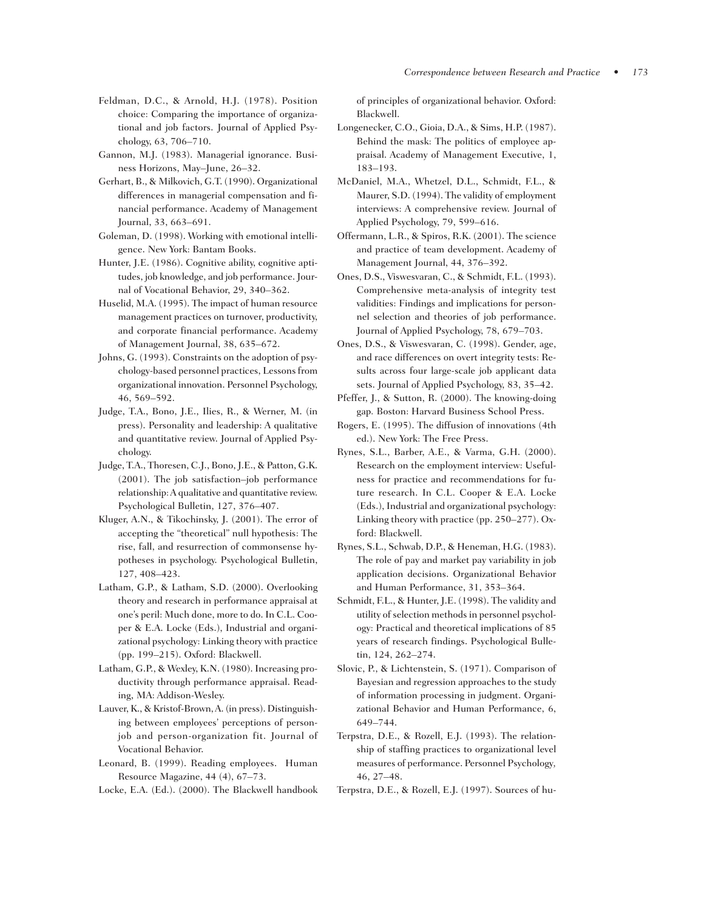Feldman, D.C., & Arnold, H.J. (1978). Position choice: Comparing the importance of organizational and job factors. Journal of Applied Psychology, 63, 706–710.

Gannon, M.J. (1983). Managerial ignorance. Business Horizons, May–June, 26–32.

Gerhart, B., & Milkovich, G.T. (1990). Organizational differences in managerial compensation and financial performance. Academy of Management Journal, 33, 663–691.

Goleman, D. (1998). Working with emotional intelligence. New York: Bantam Books.

Hunter, J.E. (1986). Cognitive ability, cognitive aptitudes, job knowledge, and job performance. Journal of Vocational Behavior, 29, 340–362.

Huselid, M.A. (1995). The impact of human resource management practices on turnover, productivity, and corporate financial performance. Academy of Management Journal, 38, 635–672.

Johns, G. (1993). Constraints on the adoption of psychology-based personnel practices, Lessons from organizational innovation. Personnel Psychology, 46, 569–592.

Judge, T.A., Bono, J.E., Ilies, R., & Werner, M. (in press). Personality and leadership: A qualitative and quantitative review. Journal of Applied Psychology.

Judge, T.A., Thoresen, C.J., Bono, J.E., & Patton, G.K. (2001). The job satisfaction–job performance relationship: A qualitative and quantitative review. Psychological Bulletin, 127, 376–407.

Kluger, A.N., & Tikochinsky, J. (2001). The error of accepting the "theoretical" null hypothesis: The rise, fall, and resurrection of commonsense hypotheses in psychology. Psychological Bulletin, 127, 408–423.

Latham, G.P., & Latham, S.D. (2000). Overlooking theory and research in performance appraisal at one's peril: Much done, more to do. In C.L. Cooper & E.A. Locke (Eds.), Industrial and organizational psychology: Linking theory with practice (pp. 199–215). Oxford: Blackwell.

Latham, G.P., & Wexley, K.N. (1980). Increasing productivity through performance appraisal. Reading, MA: Addison-Wesley.

Lauver, K., & Kristof-Brown, A. (in press). Distinguishing between employees' perceptions of person-job and person-organization fit. Journal of Vocational Behavior.

Leonard, B. (1999). Reading employees. Human Resource Magazine, 44 (4), 67–73.

Locke, E.A. (Ed.). (2000). The Blackwell handbook of principles of organizational behavior. Oxford: Blackwell.

Longenecker, C.O., Gioia, D.A., & Sims, H.P. (1987). Behind the mask: The politics of employee appraisal. Academy of Management Executive, 1, 183–193.

McDaniel, M.A., Whetzel, D.L., Schmidt, F.L., & Maurer, S.D. (1994). The validity of employment interviews: A comprehensive review. Journal of Applied Psychology, 79, 599–616.

Offermann, L.R., & Spiros, R.K. (2001). The science and practice of team development. Academy of Management Journal, 44, 376–392.

Ones, D.S., Viswesvaran, C., & Schmidt, F.L. (1993). Comprehensive meta-analysis of integrity test validities: Findings and implications for personnel selection and theories of job performance. Journal of Applied Psychology, 78, 679–703.

Ones, D.S., & Viswesvaran, C. (1998). Gender, age, and race differences on overt integrity tests: Results across four large-scale job applicant data sets. Journal of Applied Psychology, 83, 35–42.

Pfeffer, J., & Sutton, R. (2000). The knowing-doing gap. Boston: Harvard Business School Press.

Rogers, E. (1995). The diffusion of innovations (4th ed.). New York: The Free Press.

Rynes, S.L., Barber, A.E., & Varma, G.H. (2000). Research on the employment interview: Usefulness for practice and recommendations for future research. In C.L. Cooper & E.A. Locke (Eds.), Industrial and organizational psychology: Linking theory with practice (pp. 250–277). Oxford: Blackwell.

Rynes, S.L., Schwab, D.P., & Heneman, H.G. (1983). The role of pay and market pay variability in job application decisions. Organizational Behavior and Human Performance, 31, 353–364.

Schmidt, F.L., & Hunter, J.E. (1998). The validity and utility of selection methods in personnel psychology: Practical and theoretical implications of 85 years of research findings. Psychological Bulletin, 124, 262–274.

Slovic, P., & Lichtenstein, S. (1971). Comparison of Bayesian and regression approaches to the study of information processing in judgment. Organizational Behavior and Human Performance, 6, 649–744.

Terpstra, D.E., & Rozell, E.J. (1993). The relationship of staffing practices to organizational level measures of performance. Personnel Psychology, 46, 27–48.

Terpstra, D.E., & Rozell, E.J. (1997). Sources of hu-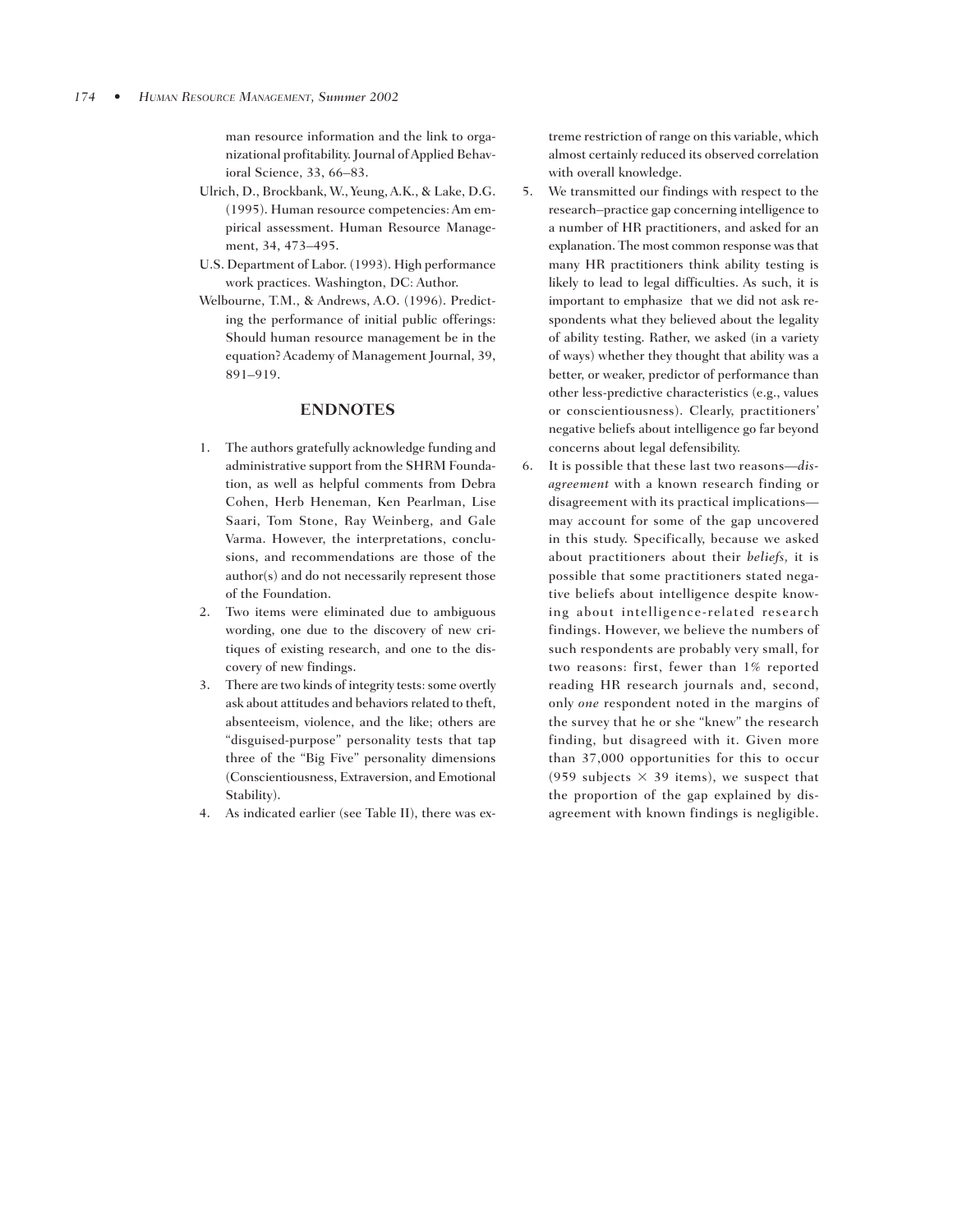man resource information and the link to organizational profitability. Journal of Applied Behavioral Science, 33, 66–83.

Ulrich, D., Brockbank, W., Yeung, A.K., & Lake, D.G. (1995). Human resource competencies: Am empirical assessment. Human Resource Management, 34, 473–495.

U.S. Department of Labor. (1993). High performance work practices. Washington, DC: Author.

Welbourne, T.M., & Andrews, A.O. (1996). Predicting the performance of initial public offerings: Should human resource management be in the equation? Academy of Management Journal, 39, 891–919.

## ENDNOTES

1. The authors gratefully acknowledge funding and administrative support from the SHRM Foundation, as well as helpful comments from Debra Cohen, Herb Heneman, Ken Pearlman, Lise Saari, Tom Stone, Ray Weinberg, and Gale Varma. However, the interpretations, conclusions, and recommendations are those of the author(s) and do not necessarily represent those of the Foundation.
2. Two items were eliminated due to ambiguous wording, one due to the discovery of new critiques of existing research, and one to the discovery of new findings.
3. There are two kinds of integrity tests: some overtly ask about attitudes and behaviors related to theft, absenteeism, violence, and the like; others are "disguised-purpose" personality tests that tap three of the "Big Five" personality dimensions (Conscientiousness, Extraversion, and Emotional Stability).
4. As indicated earlier (see Table II), there was extreme restriction of range on this variable, which almost certainly reduced its observed correlation with overall knowledge.
5. We transmitted our findings with respect to the research–practice gap concerning intelligence to a number of HR practitioners, and asked for an explanation. The most common response was that many HR practitioners think ability testing is likely to lead to legal difficulties. As such, it is important to emphasize that we did not ask respondents what they believed about the legality of ability testing. Rather, we asked (in a variety of ways) whether they thought that ability was a better, or weaker, predictor of performance than other less-predictive characteristics (e.g., values or conscientiousness). Clearly, practitioners' negative beliefs about intelligence go far beyond concerns about legal defensibility.
6. It is possible that these last two reasons—*disagreement* with a known research finding or disagreement with its practical implications—may account for some of the gap uncovered in this study. Specifically, because we asked about practitioners about their *beliefs,* it is possible that some practitioners stated negative beliefs about intelligence despite knowing about intelligence-related research findings. However, we believe the numbers of such respondents are probably very small, for two reasons: first, fewer than 1% reported reading HR research journals and, second, only *one* respondent noted in the margins of the survey that he or she "knew" the research finding, but disagreed with it. Given more than 37,000 opportunities for this to occur (959 subjects $\times$ 39 items), we suspect that the proportion of the gap explained by disagreement with known findings is negligible.